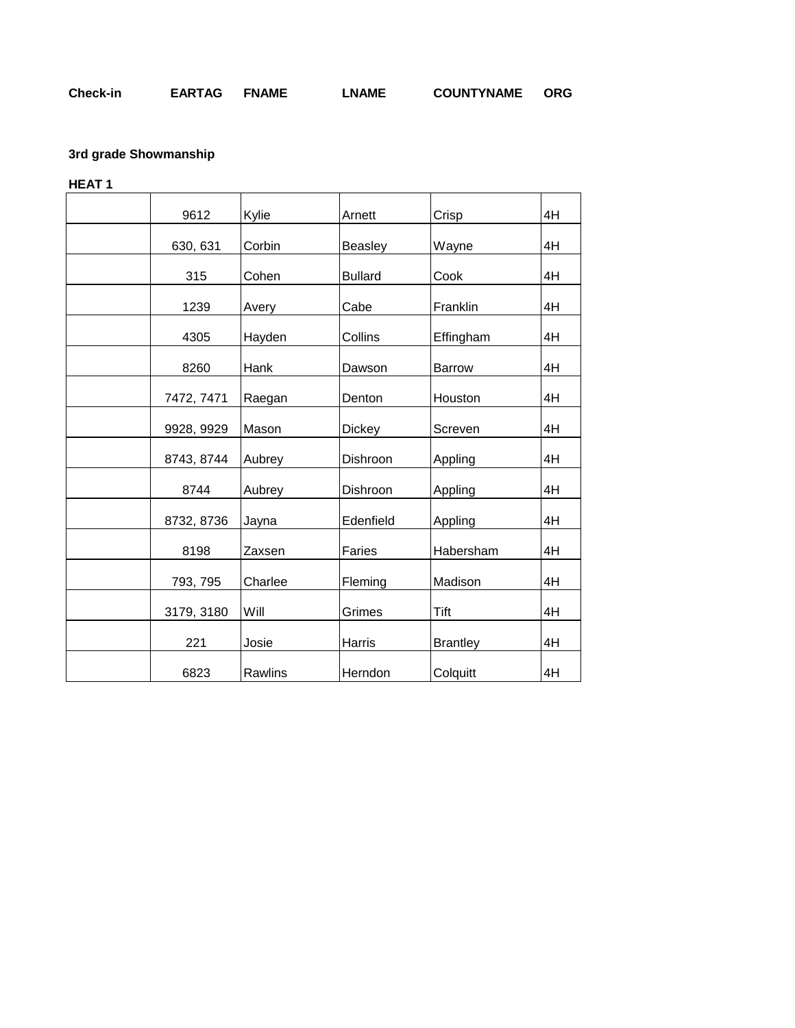| Check-in | EARTAG | FNAME | LNAME | COUNTYNAME | ORG |
|---|---|---|---|---|---|

**3rd grade Showmanship**

**HEAT 1**

| Check-in | EARTAG | FNAME | LNAME | COUNTYNAME | ORG |
|---|---|---|---|---|---|
| | 9612 | Kylie | Arnett | Crisp | 4H |
| | 630, 631 | Corbin | Beasley | Wayne | 4H |
| | 315 | Cohen | Bullard | Cook | 4H |
| | 1239 | Avery | Cabe | Franklin | 4H |
| | 4305 | Hayden | Collins | Effingham | 4H |
| | 8260 | Hank | Dawson | Barrow | 4H |
| | 7472, 7471 | Raegan | Denton | Houston | 4H |
| | 9928, 9929 | Mason | Dickey | Screven | 4H |
| | 8743, 8744 | Aubrey | Dishroon | Appling | 4H |
| | 8744 | Aubrey | Dishroon | Appling | 4H |
| | 8732, 8736 | Jayna | Edenfield | Appling | 4H |
| | 8198 | Zaxsen | Faries | Habersham | 4H |
| | 793, 795 | Charlee | Fleming | Madison | 4H |
| | 3179, 3180 | Will | Grimes | Tift | 4H |
| | 221 | Josie | Harris | Brantley | 4H |
| | 6823 | Rawlins | Herndon | Colquitt | 4H |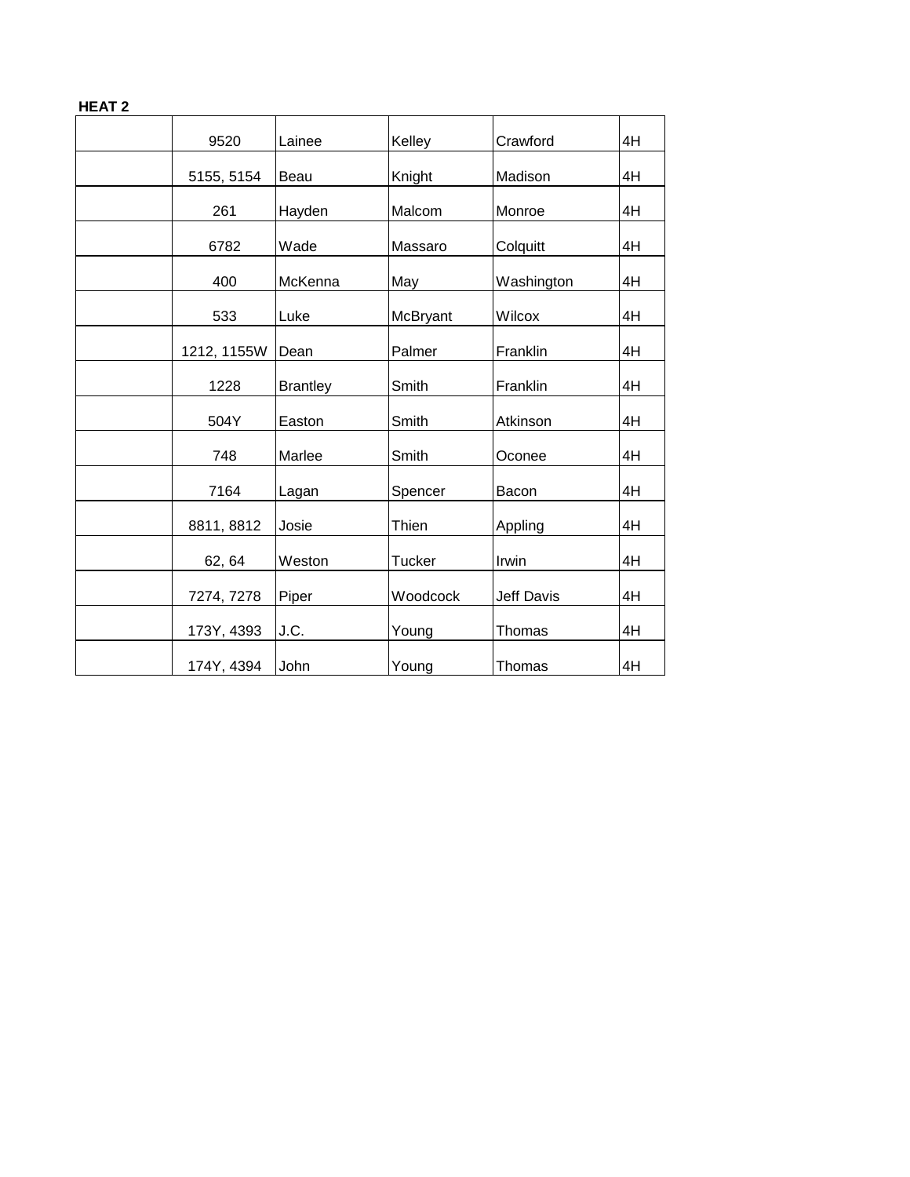**HEAT 2**

| | | | | | |
|---|---|---|---|---|---|
| | 9520 | Lainee | Kelley | Crawford | 4H |
| | 5155, 5154 | Beau | Knight | Madison | 4H |
| | 261 | Hayden | Malcom | Monroe | 4H |
| | 6782 | Wade | Massaro | Colquitt | 4H |
| | 400 | McKenna | May | Washington | 4H |
| | 533 | Luke | McBryant | Wilcox | 4H |
| | 1212, 1155W | Dean | Palmer | Franklin | 4H |
| | 1228 | Brantley | Smith | Franklin | 4H |
| | 504Y | Easton | Smith | Atkinson | 4H |
| | 748 | Marlee | Smith | Oconee | 4H |
| | 7164 | Lagan | Spencer | Bacon | 4H |
| | 8811, 8812 | Josie | Thien | Appling | 4H |
| | 62, 64 | Weston | Tucker | Irwin | 4H |
| | 7274, 7278 | Piper | Woodcock | Jeff Davis | 4H |
| | 173Y, 4393 | J.C. | Young | Thomas | 4H |
| | 174Y, 4394 | John | Young | Thomas | 4H |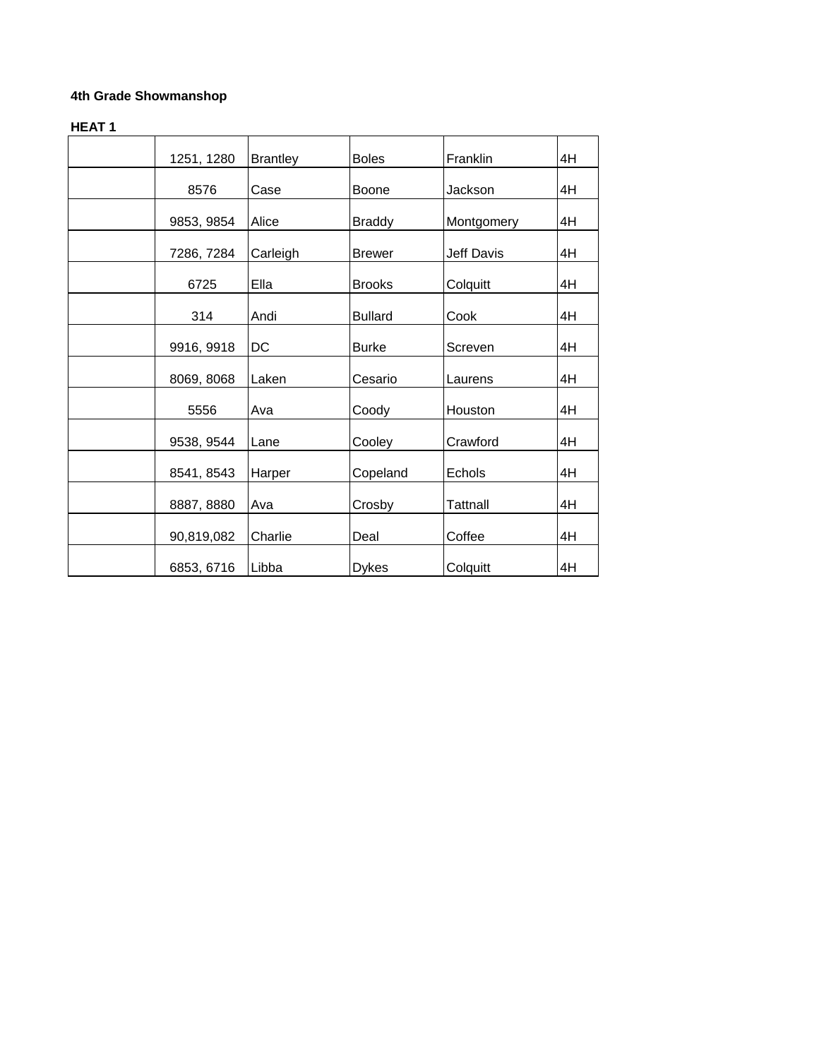**4th Grade Showmanshop**

**HEAT 1**

| | | | | | |
|---|---|---|---|---|---|
| | 1251, 1280 | Brantley | Boles | Franklin | 4H |
| | 8576 | Case | Boone | Jackson | 4H |
| | 9853, 9854 | Alice | Braddy | Montgomery | 4H |
| | 7286, 7284 | Carleigh | Brewer | Jeff Davis | 4H |
| | 6725 | Ella | Brooks | Colquitt | 4H |
| | 314 | Andi | Bullard | Cook | 4H |
| | 9916, 9918 | DC | Burke | Screven | 4H |
| | 8069, 8068 | Laken | Cesario | Laurens | 4H |
| | 5556 | Ava | Coody | Houston | 4H |
| | 9538, 9544 | Lane | Cooley | Crawford | 4H |
| | 8541, 8543 | Harper | Copeland | Echols | 4H |
| | 8887, 8880 | Ava | Crosby | Tattnall | 4H |
| | 90,819,082 | Charlie | Deal | Coffee | 4H |
| | 6853, 6716 | Libba | Dykes | Colquitt | 4H |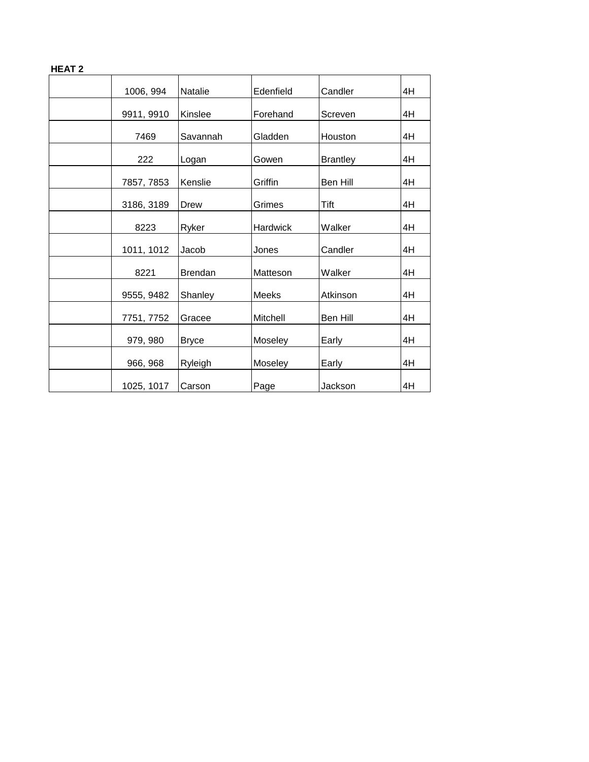**HEAT 2**

| | | | | | |
|---|---|---|---|---|---|
| | 1006, 994 | Natalie | Edenfield | Candler | 4H |
| | 9911, 9910 | Kinslee | Forehand | Screven | 4H |
| | 7469 | Savannah | Gladden | Houston | 4H |
| | 222 | Logan | Gowen | Brantley | 4H |
| | 7857, 7853 | Kenslie | Griffin | Ben Hill | 4H |
| | 3186, 3189 | Drew | Grimes | Tift | 4H |
| | 8223 | Ryker | Hardwick | Walker | 4H |
| | 1011, 1012 | Jacob | Jones | Candler | 4H |
| | 8221 | Brendan | Matteson | Walker | 4H |
| | 9555, 9482 | Shanley | Meeks | Atkinson | 4H |
| | 7751, 7752 | Gracee | Mitchell | Ben Hill | 4H |
| | 979, 980 | Bryce | Moseley | Early | 4H |
| | 966, 968 | Ryleigh | Moseley | Early | 4H |
| | 1025, 1017 | Carson | Page | Jackson | 4H |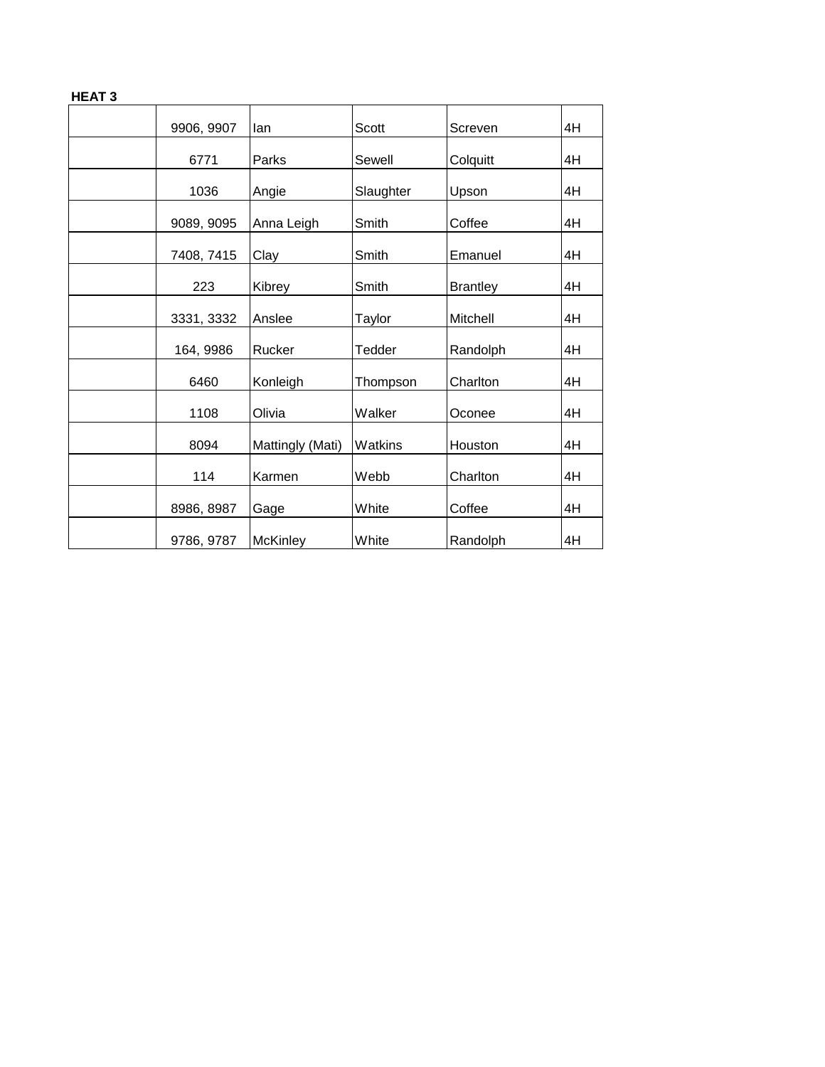**HEAT 3**

| | | | | | |
|---|---|---|---|---|---|
| | 9906, 9907 | Ian | Scott | Screven | 4H |
| | 6771 | Parks | Sewell | Colquitt | 4H |
| | 1036 | Angie | Slaughter | Upson | 4H |
| | 9089, 9095 | Anna Leigh | Smith | Coffee | 4H |
| | 7408, 7415 | Clay | Smith | Emanuel | 4H |
| | 223 | Kibrey | Smith | Brantley | 4H |
| | 3331, 3332 | Anslee | Taylor | Mitchell | 4H |
| | 164, 9986 | Rucker | Tedder | Randolph | 4H |
| | 6460 | Konleigh | Thompson | Charlton | 4H |
| | 1108 | Olivia | Walker | Oconee | 4H |
| | 8094 | Mattingly (Mati) | Watkins | Houston | 4H |
| | 114 | Karmen | Webb | Charlton | 4H |
| | 8986, 8987 | Gage | White | Coffee | 4H |
| | 9786, 9787 | McKinley | White | Randolph | 4H |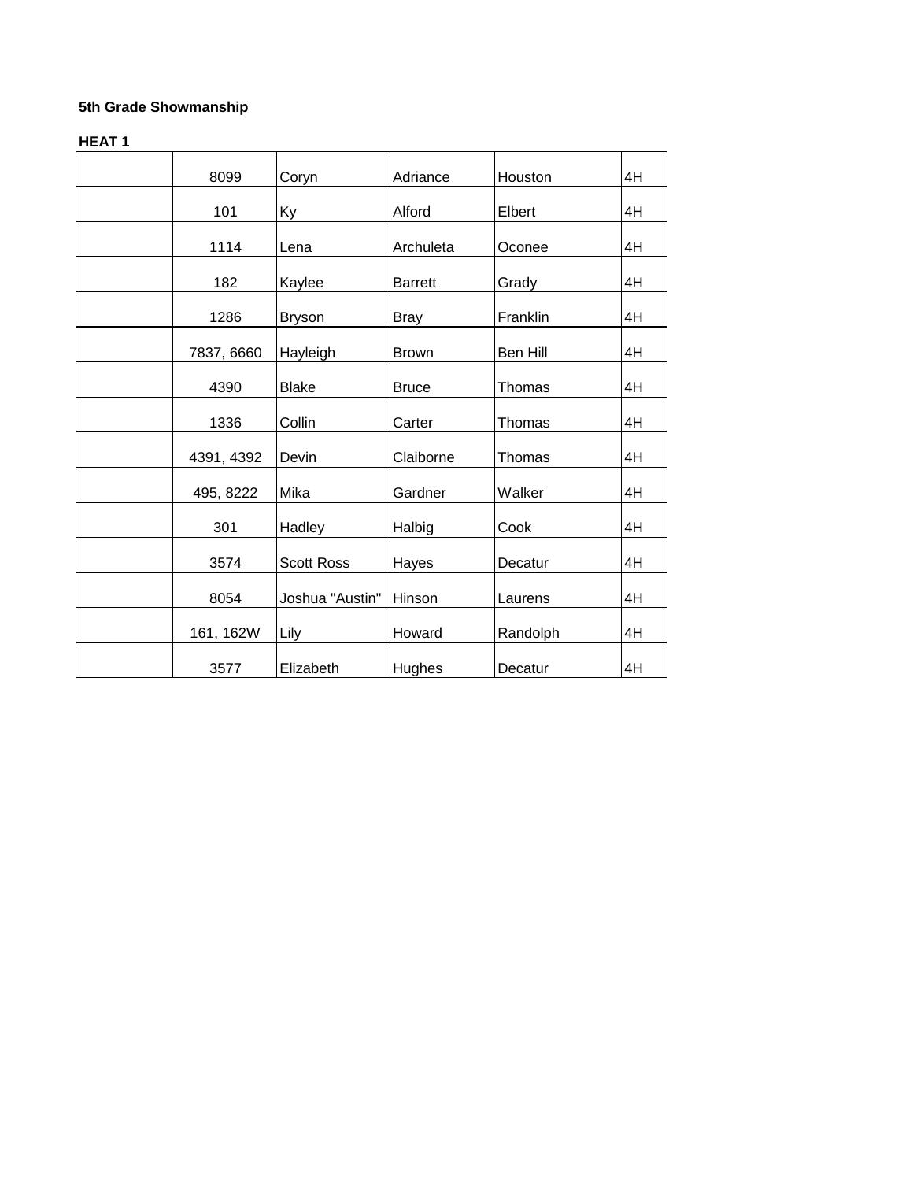**5th Grade Showmanship**

**HEAT 1**

| | | | | | |
|---|---|---|---|---|---|
| | 8099 | Coryn | Adriance | Houston | 4H |
| | 101 | Ky | Alford | Elbert | 4H |
| | 1114 | Lena | Archuleta | Oconee | 4H |
| | 182 | Kaylee | Barrett | Grady | 4H |
| | 1286 | Bryson | Bray | Franklin | 4H |
| | 7837, 6660 | Hayleigh | Brown | Ben Hill | 4H |
| | 4390 | Blake | Bruce | Thomas | 4H |
| | 1336 | Collin | Carter | Thomas | 4H |
| | 4391, 4392 | Devin | Claiborne | Thomas | 4H |
| | 495, 8222 | Mika | Gardner | Walker | 4H |
| | 301 | Hadley | Halbig | Cook | 4H |
| | 3574 | Scott Ross | Hayes | Decatur | 4H |
| | 8054 | Joshua "Austin" | Hinson | Laurens | 4H |
| | 161, 162W | Lily | Howard | Randolph | 4H |
| | 3577 | Elizabeth | Hughes | Decatur | 4H |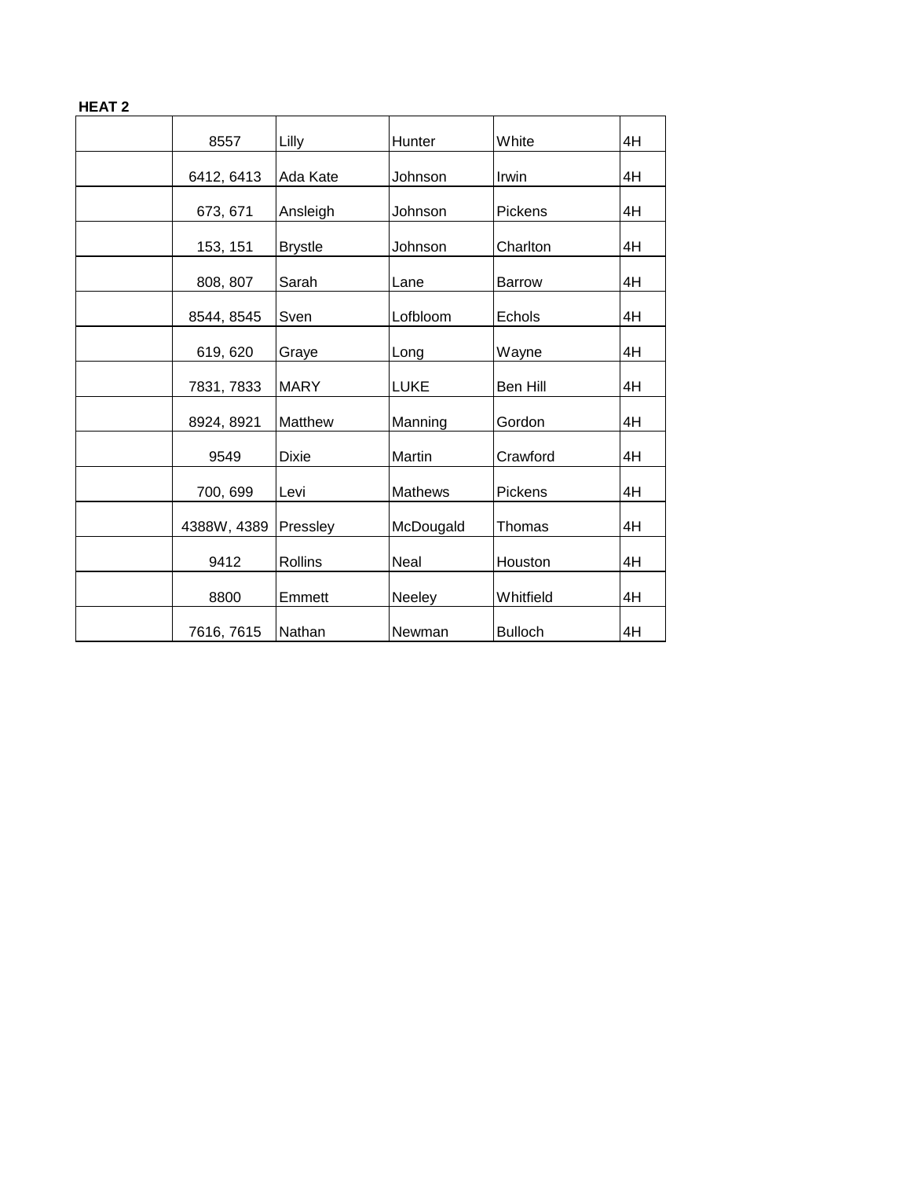**HEAT 2**

| | | | | | |
|---|---|---|---|---|---|
| | 8557 | Lilly | Hunter | White | 4H |
| | 6412, 6413 | Ada Kate | Johnson | Irwin | 4H |
| | 673, 671 | Ansleigh | Johnson | Pickens | 4H |
| | 153, 151 | Brystle | Johnson | Charlton | 4H |
| | 808, 807 | Sarah | Lane | Barrow | 4H |
| | 8544, 8545 | Sven | Lofbloom | Echols | 4H |
| | 619, 620 | Graye | Long | Wayne | 4H |
| | 7831, 7833 | MARY | LUKE | Ben Hill | 4H |
| | 8924, 8921 | Matthew | Manning | Gordon | 4H |
| | 9549 | Dixie | Martin | Crawford | 4H |
| | 700, 699 | Levi | Mathews | Pickens | 4H |
| | 4388W, 4389 | Pressley | McDougald | Thomas | 4H |
| | 9412 | Rollins | Neal | Houston | 4H |
| | 8800 | Emmett | Neeley | Whitfield | 4H |
| | 7616, 7615 | Nathan | Newman | Bulloch | 4H |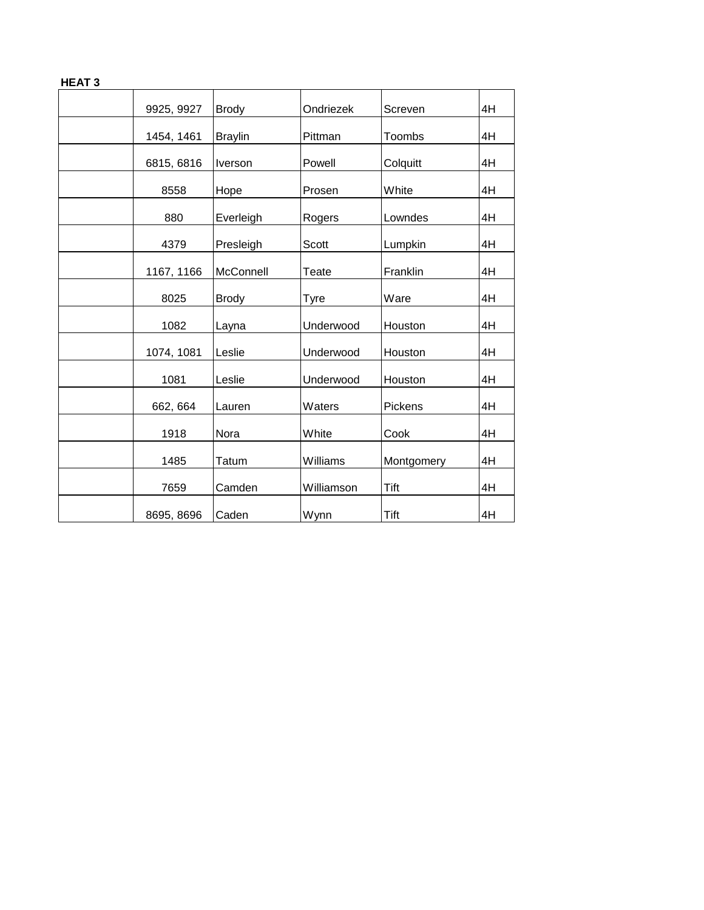**HEAT 3**

| | | | | | |
|---|---|---|---|---|---|
| | 9925, 9927 | Brody | Ondriezek | Screven | 4H |
| | 1454, 1461 | Braylin | Pittman | Toombs | 4H |
| | 6815, 6816 | Iverson | Powell | Colquitt | 4H |
| | 8558 | Hope | Prosen | White | 4H |
| | 880 | Everleigh | Rogers | Lowndes | 4H |
| | 4379 | Presleigh | Scott | Lumpkin | 4H |
| | 1167, 1166 | McConnell | Teate | Franklin | 4H |
| | 8025 | Brody | Tyre | Ware | 4H |
| | 1082 | Layna | Underwood | Houston | 4H |
| | 1074, 1081 | Leslie | Underwood | Houston | 4H |
| | 1081 | Leslie | Underwood | Houston | 4H |
| | 662, 664 | Lauren | Waters | Pickens | 4H |
| | 1918 | Nora | White | Cook | 4H |
| | 1485 | Tatum | Williams | Montgomery | 4H |
| | 7659 | Camden | Williamson | Tift | 4H |
| | 8695, 8696 | Caden | Wynn | Tift | 4H |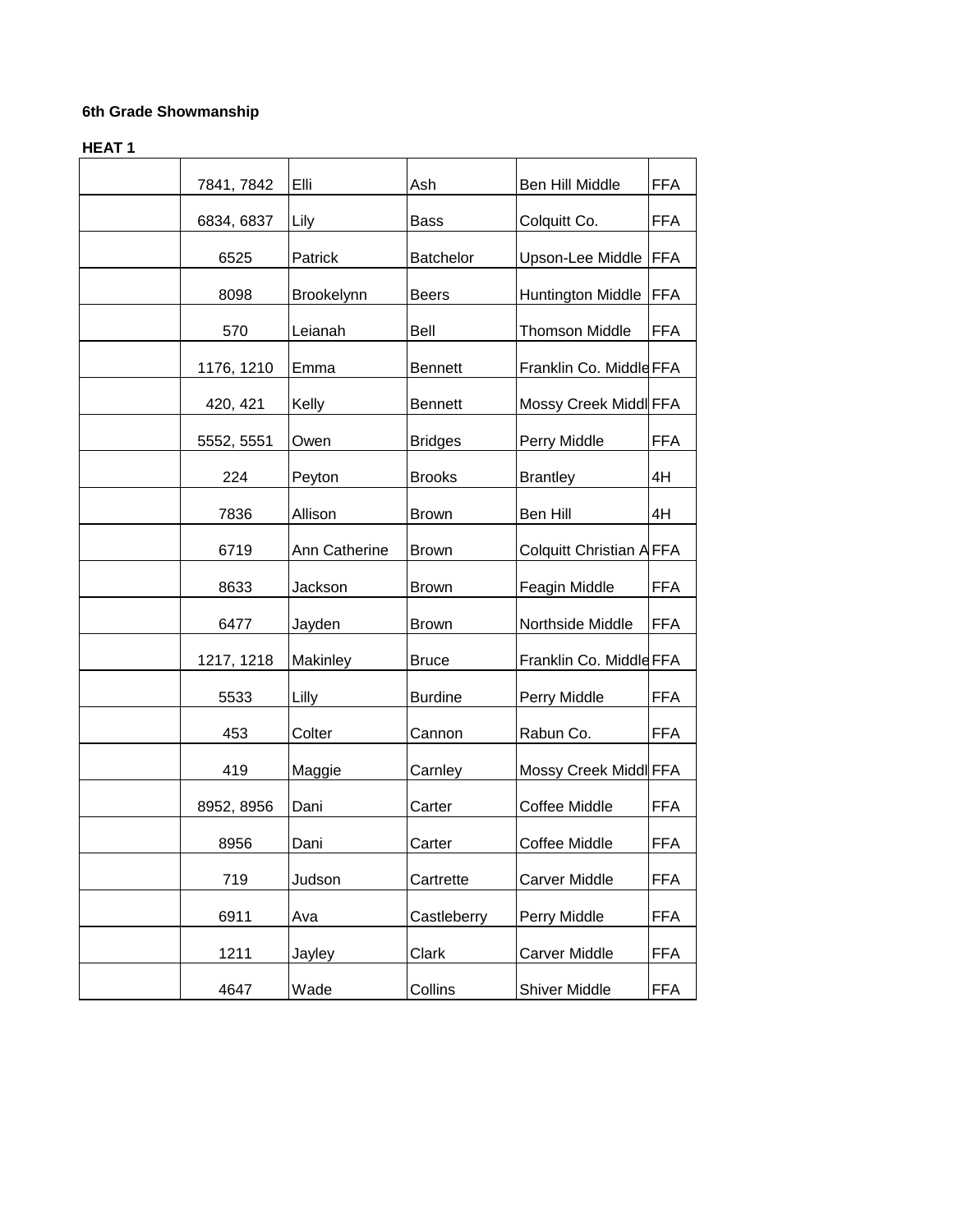**6th Grade Showmanship**

**HEAT 1**

| | | | | | |
|---|---|---|---|---|---|
| | 7841, 7842 | Elli | Ash | Ben Hill Middle | FFA |
| | 6834, 6837 | Lily | Bass | Colquitt Co. | FFA |
| | 6525 | Patrick | Batchelor | Upson-Lee Middle | FFA |
| | 8098 | Brookelynn | Beers | Huntington Middle | FFA |
| | 570 | Leianah | Bell | Thomson Middle | FFA |
| | 1176, 1210 | Emma | Bennett | Franklin Co. Middle | FFA |
| | 420, 421 | Kelly | Bennett | Mossy Creek Middl | FFA |
| | 5552, 5551 | Owen | Bridges | Perry Middle | FFA |
| | 224 | Peyton | Brooks | Brantley | 4H |
| | 7836 | Allison | Brown | Ben Hill | 4H |
| | 6719 | Ann Catherine | Brown | Colquitt Christian A | FFA |
| | 8633 | Jackson | Brown | Feagin Middle | FFA |
| | 6477 | Jayden | Brown | Northside Middle | FFA |
| | 1217, 1218 | Makinley | Bruce | Franklin Co. Middle | FFA |
| | 5533 | Lilly | Burdine | Perry Middle | FFA |
| | 453 | Colter | Cannon | Rabun Co. | FFA |
| | 419 | Maggie | Carnley | Mossy Creek Middl | FFA |
| | 8952, 8956 | Dani | Carter | Coffee Middle | FFA |
| | 8956 | Dani | Carter | Coffee Middle | FFA |
| | 719 | Judson | Cartrette | Carver Middle | FFA |
| | 6911 | Ava | Castleberry | Perry Middle | FFA |
| | 1211 | Jayley | Clark | Carver Middle | FFA |
| | 4647 | Wade | Collins | Shiver Middle | FFA |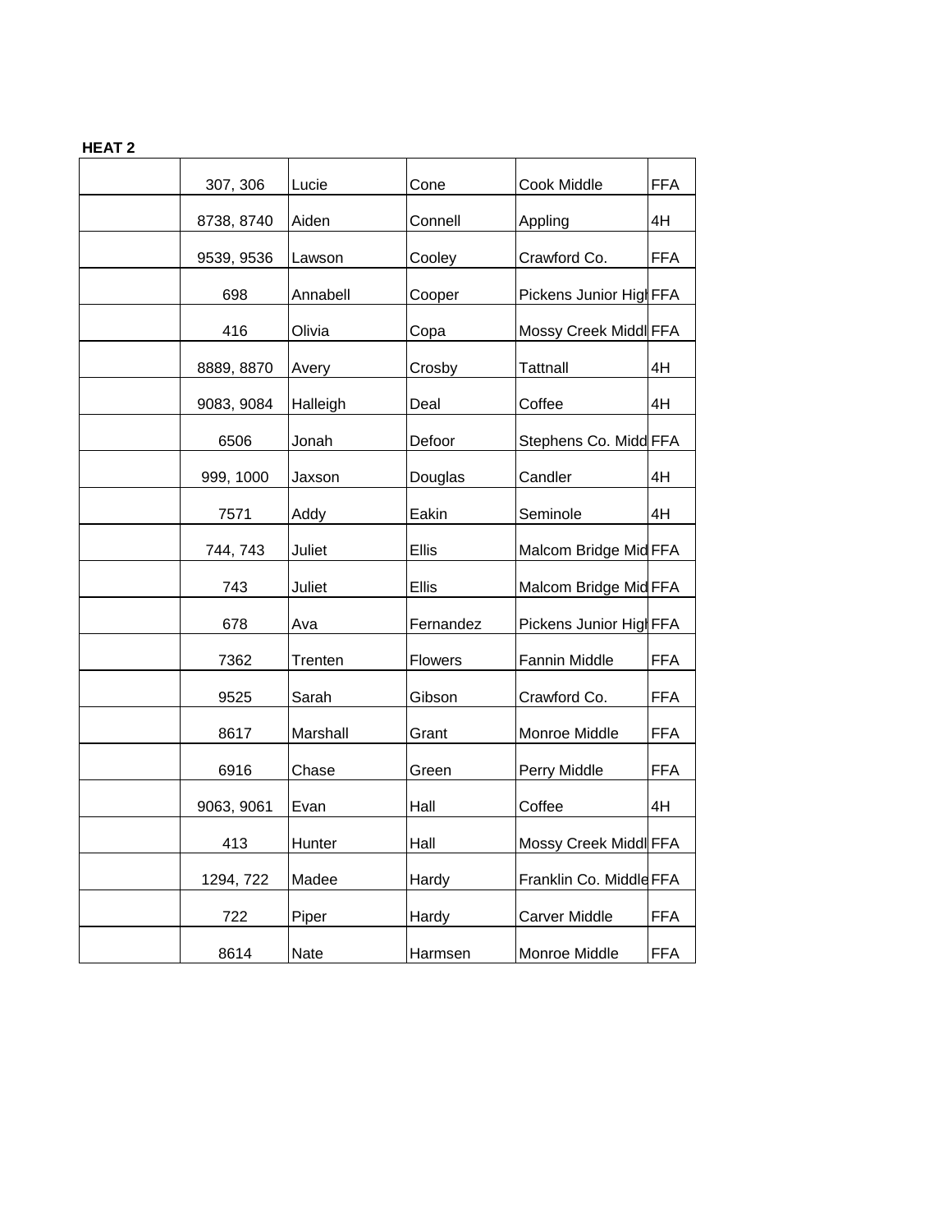**HEAT 2**

| | | | | | |
|---|---|---|---|---|---|
| | 307, 306 | Lucie | Cone | Cook Middle | FFA |
| | 8738, 8740 | Aiden | Connell | Appling | 4H |
| | 9539, 9536 | Lawson | Cooley | Crawford Co. | FFA |
| | 698 | Annabell | Cooper | Pickens Junior High | FFA |
| | 416 | Olivia | Copa | Mossy Creek Middl | FFA |
| | 8889, 8870 | Avery | Crosby | Tattnall | 4H |
| | 9083, 9084 | Halleigh | Deal | Coffee | 4H |
| | 6506 | Jonah | Defoor | Stephens Co. Midd | FFA |
| | 999, 1000 | Jaxson | Douglas | Candler | 4H |
| | 7571 | Addy | Eakin | Seminole | 4H |
| | 744, 743 | Juliet | Ellis | Malcom Bridge Mid | FFA |
| | 743 | Juliet | Ellis | Malcom Bridge Mid | FFA |
| | 678 | Ava | Fernandez | Pickens Junior High | FFA |
| | 7362 | Trenten | Flowers | Fannin Middle | FFA |
| | 9525 | Sarah | Gibson | Crawford Co. | FFA |
| | 8617 | Marshall | Grant | Monroe Middle | FFA |
| | 6916 | Chase | Green | Perry Middle | FFA |
| | 9063, 9061 | Evan | Hall | Coffee | 4H |
| | 413 | Hunter | Hall | Mossy Creek Middl | FFA |
| | 1294, 722 | Madee | Hardy | Franklin Co. Middle | FFA |
| | 722 | Piper | Hardy | Carver Middle | FFA |
| | 8614 | Nate | Harmsen | Monroe Middle | FFA |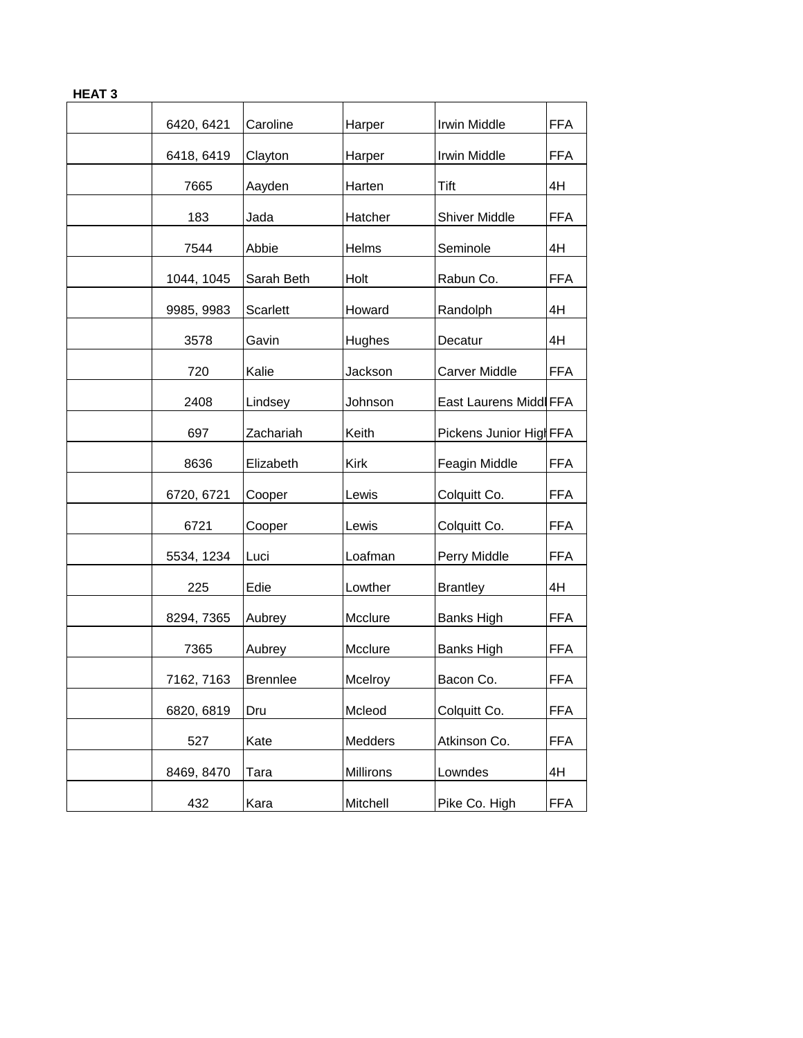**HEAT 3**

| | | | | | |
|---|---|---|---|---|---|
| | 6420, 6421 | Caroline | Harper | Irwin Middle | FFA |
| | 6418, 6419 | Clayton | Harper | Irwin Middle | FFA |
| | 7665 | Aayden | Harten | Tift | 4H |
| | 183 | Jada | Hatcher | Shiver Middle | FFA |
| | 7544 | Abbie | Helms | Seminole | 4H |
| | 1044, 1045 | Sarah Beth | Holt | Rabun Co. | FFA |
| | 9985, 9983 | Scarlett | Howard | Randolph | 4H |
| | 3578 | Gavin | Hughes | Decatur | 4H |
| | 720 | Kalie | Jackson | Carver Middle | FFA |
| | 2408 | Lindsey | Johnson | East Laurens Middl | FFA |
| | 697 | Zachariah | Keith | Pickens Junior High | FFA |
| | 8636 | Elizabeth | Kirk | Feagin Middle | FFA |
| | 6720, 6721 | Cooper | Lewis | Colquitt Co. | FFA |
| | 6721 | Cooper | Lewis | Colquitt Co. | FFA |
| | 5534, 1234 | Luci | Loafman | Perry Middle | FFA |
| | 225 | Edie | Lowther | Brantley | 4H |
| | 8294, 7365 | Aubrey | Mcclure | Banks High | FFA |
| | 7365 | Aubrey | Mcclure | Banks High | FFA |
| | 7162, 7163 | Brennlee | Mcelroy | Bacon Co. | FFA |
| | 6820, 6819 | Dru | Mcleod | Colquitt Co. | FFA |
| | 527 | Kate | Medders | Atkinson Co. | FFA |
| | 8469, 8470 | Tara | Millirons | Lowndes | 4H |
| | 432 | Kara | Mitchell | Pike Co. High | FFA |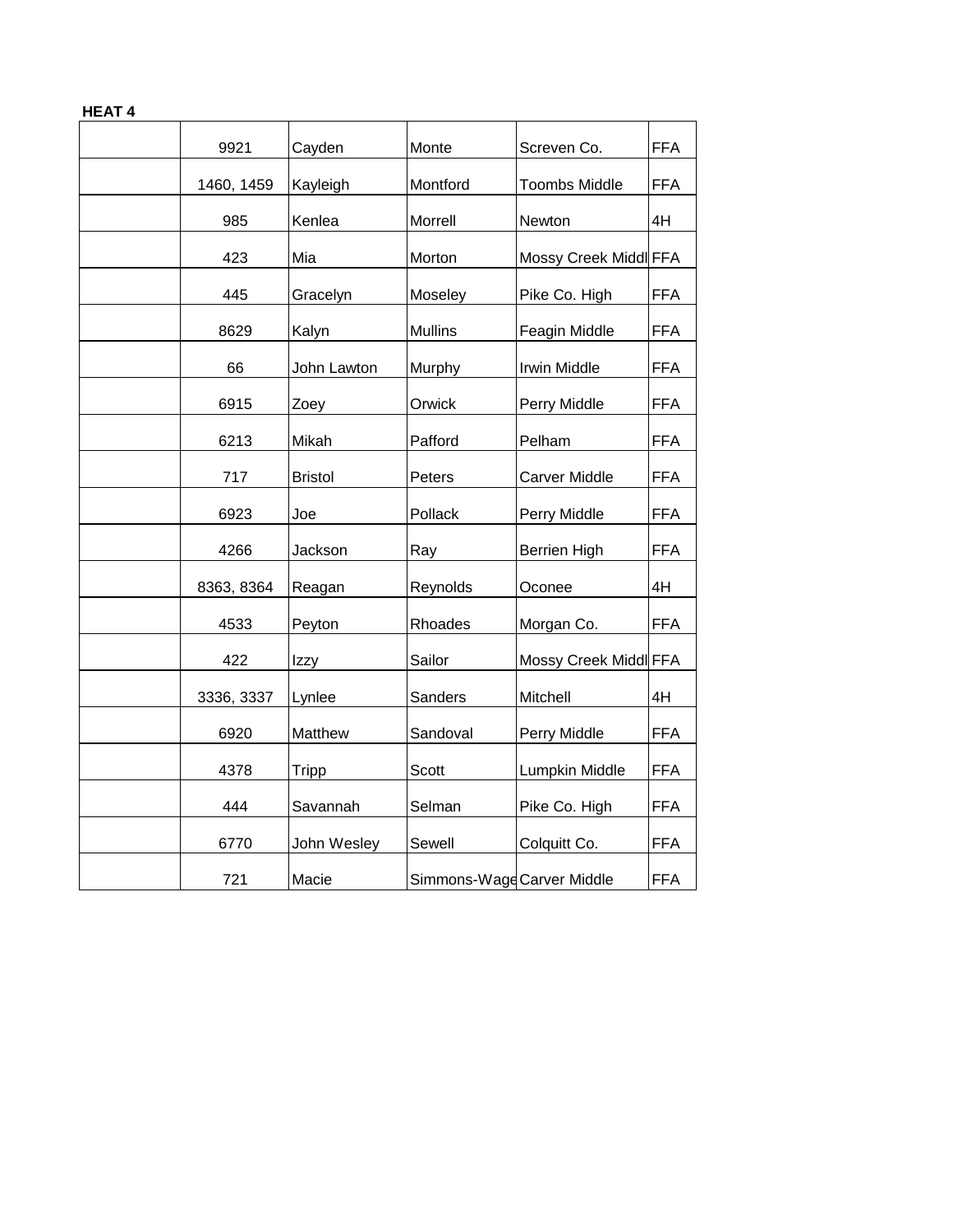**HEAT 4**

| | | | | | |
|---|---|---|---|---|---|
| | 9921 | Cayden | Monte | Screven Co. | FFA |
| | 1460, 1459 | Kayleigh | Montford | Toombs Middle | FFA |
| | 985 | Kenlea | Morrell | Newton | 4H |
| | 423 | Mia | Morton | Mossy Creek Middl | FFA |
| | 445 | Gracelyn | Moseley | Pike Co. High | FFA |
| | 8629 | Kalyn | Mullins | Feagin Middle | FFA |
| | 66 | John Lawton | Murphy | Irwin Middle | FFA |
| | 6915 | Zoey | Orwick | Perry Middle | FFA |
| | 6213 | Mikah | Pafford | Pelham | FFA |
| | 717 | Bristol | Peters | Carver Middle | FFA |
| | 6923 | Joe | Pollack | Perry Middle | FFA |
| | 4266 | Jackson | Ray | Berrien High | FFA |
| | 8363, 8364 | Reagan | Reynolds | Oconee | 4H |
| | 4533 | Peyton | Rhoades | Morgan Co. | FFA |
| | 422 | Izzy | Sailor | Mossy Creek Middl | FFA |
| | 3336, 3337 | Lynlee | Sanders | Mitchell | 4H |
| | 6920 | Matthew | Sandoval | Perry Middle | FFA |
| | 4378 | Tripp | Scott | Lumpkin Middle | FFA |
| | 444 | Savannah | Selman | Pike Co. High | FFA |
| | 6770 | John Wesley | Sewell | Colquitt Co. | FFA |
| | 721 | Macie | Simmons-Wage | Carver Middle | FFA |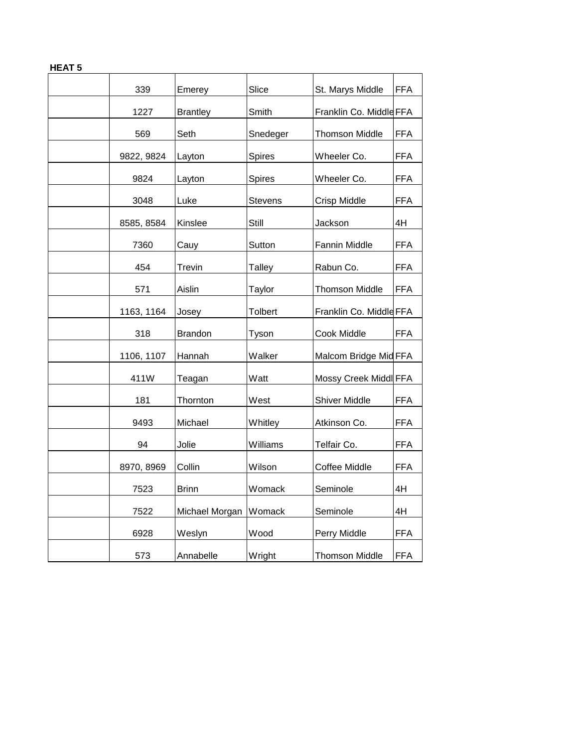**HEAT 5**

| | | | | | |
|---|---|---|---|---|---|
| | 339 | Emerey | Slice | St. Marys Middle | FFA |
| | 1227 | Brantley | Smith | Franklin Co. Middle | FFA |
| | 569 | Seth | Snedeger | Thomson Middle | FFA |
| | 9822, 9824 | Layton | Spires | Wheeler Co. | FFA |
| | 9824 | Layton | Spires | Wheeler Co. | FFA |
| | 3048 | Luke | Stevens | Crisp Middle | FFA |
| | 8585, 8584 | Kinslee | Still | Jackson | 4H |
| | 7360 | Cauy | Sutton | Fannin Middle | FFA |
| | 454 | Trevin | Talley | Rabun Co. | FFA |
| | 571 | Aislin | Taylor | Thomson Middle | FFA |
| | 1163, 1164 | Josey | Tolbert | Franklin Co. Middle | FFA |
| | 318 | Brandon | Tyson | Cook Middle | FFA |
| | 1106, 1107 | Hannah | Walker | Malcom Bridge Mid | FFA |
| | 411W | Teagan | Watt | Mossy Creek Middl | FFA |
| | 181 | Thornton | West | Shiver Middle | FFA |
| | 9493 | Michael | Whitley | Atkinson Co. | FFA |
| | 94 | Jolie | Williams | Telfair Co. | FFA |
| | 8970, 8969 | Collin | Wilson | Coffee Middle | FFA |
| | 7523 | Brinn | Womack | Seminole | 4H |
| | 7522 | Michael Morgan | Womack | Seminole | 4H |
| | 6928 | Weslyn | Wood | Perry Middle | FFA |
| | 573 | Annabelle | Wright | Thomson Middle | FFA |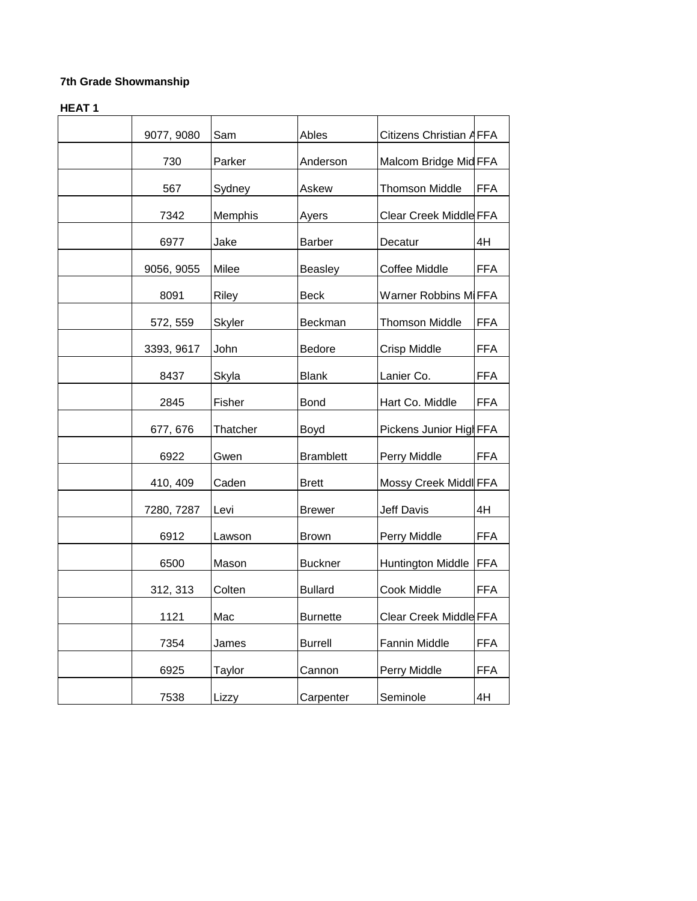**7th Grade Showmanship**

**HEAT 1**

| | | | | | |
|---|---|---|---|---|---|
| | 9077, 9080 | Sam | Ables | Citizens Christian A | FFA |
| | 730 | Parker | Anderson | Malcom Bridge Mid | FFA |
| | 567 | Sydney | Askew | Thomson Middle | FFA |
| | 7342 | Memphis | Ayers | Clear Creek Middle | FFA |
| | 6977 | Jake | Barber | Decatur | 4H |
| | 9056, 9055 | Milee | Beasley | Coffee Middle | FFA |
| | 8091 | Riley | Beck | Warner Robbins Mi | FFA |
| | 572, 559 | Skyler | Beckman | Thomson Middle | FFA |
| | 3393, 9617 | John | Bedore | Crisp Middle | FFA |
| | 8437 | Skyla | Blank | Lanier Co. | FFA |
| | 2845 | Fisher | Bond | Hart Co. Middle | FFA |
| | 677, 676 | Thatcher | Boyd | Pickens Junior High | FFA |
| | 6922 | Gwen | Bramblett | Perry Middle | FFA |
| | 410, 409 | Caden | Brett | Mossy Creek Middl | FFA |
| | 7280, 7287 | Levi | Brewer | Jeff Davis | 4H |
| | 6912 | Lawson | Brown | Perry Middle | FFA |
| | 6500 | Mason | Buckner | Huntington Middle | FFA |
| | 312, 313 | Colten | Bullard | Cook Middle | FFA |
| | 1121 | Mac | Burnette | Clear Creek Middle | FFA |
| | 7354 | James | Burrell | Fannin Middle | FFA |
| | 6925 | Taylor | Cannon | Perry Middle | FFA |
| | 7538 | Lizzy | Carpenter | Seminole | 4H |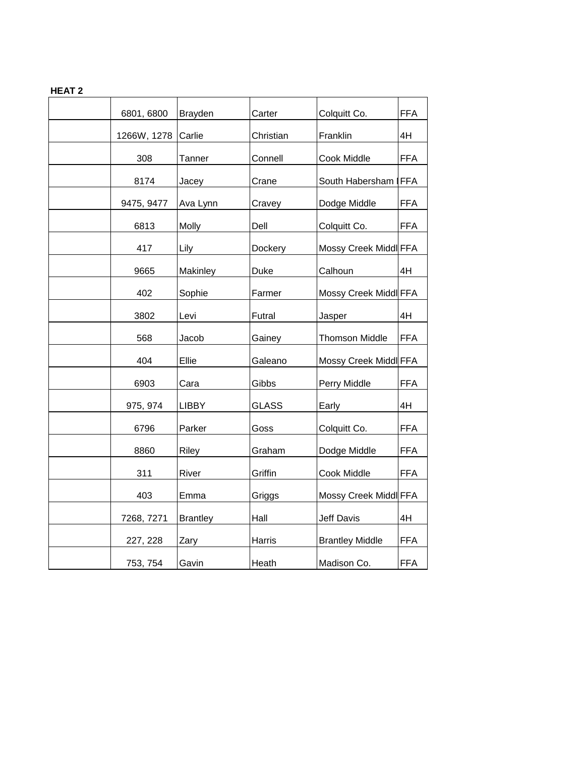**HEAT 2**

| | | | | | |
|---|---|---|---|---|---|
| | 6801, 6800 | Brayden | Carter | Colquitt Co. | FFA |
| | 1266W, 1278 | Carlie | Christian | Franklin | 4H |
| | 308 | Tanner | Connell | Cook Middle | FFA |
| | 8174 | Jacey | Crane | South Habersham I | FFA |
| | 9475, 9477 | Ava Lynn | Cravey | Dodge Middle | FFA |
| | 6813 | Molly | Dell | Colquitt Co. | FFA |
| | 417 | Lily | Dockery | Mossy Creek Middl | FFA |
| | 9665 | Makinley | Duke | Calhoun | 4H |
| | 402 | Sophie | Farmer | Mossy Creek Middl | FFA |
| | 3802 | Levi | Futral | Jasper | 4H |
| | 568 | Jacob | Gainey | Thomson Middle | FFA |
| | 404 | Ellie | Galeano | Mossy Creek Middl | FFA |
| | 6903 | Cara | Gibbs | Perry Middle | FFA |
| | 975, 974 | LIBBY | GLASS | Early | 4H |
| | 6796 | Parker | Goss | Colquitt Co. | FFA |
| | 8860 | Riley | Graham | Dodge Middle | FFA |
| | 311 | River | Griffin | Cook Middle | FFA |
| | 403 | Emma | Griggs | Mossy Creek Middl | FFA |
| | 7268, 7271 | Brantley | Hall | Jeff Davis | 4H |
| | 227, 228 | Zary | Harris | Brantley Middle | FFA |
| | 753, 754 | Gavin | Heath | Madison Co. | FFA |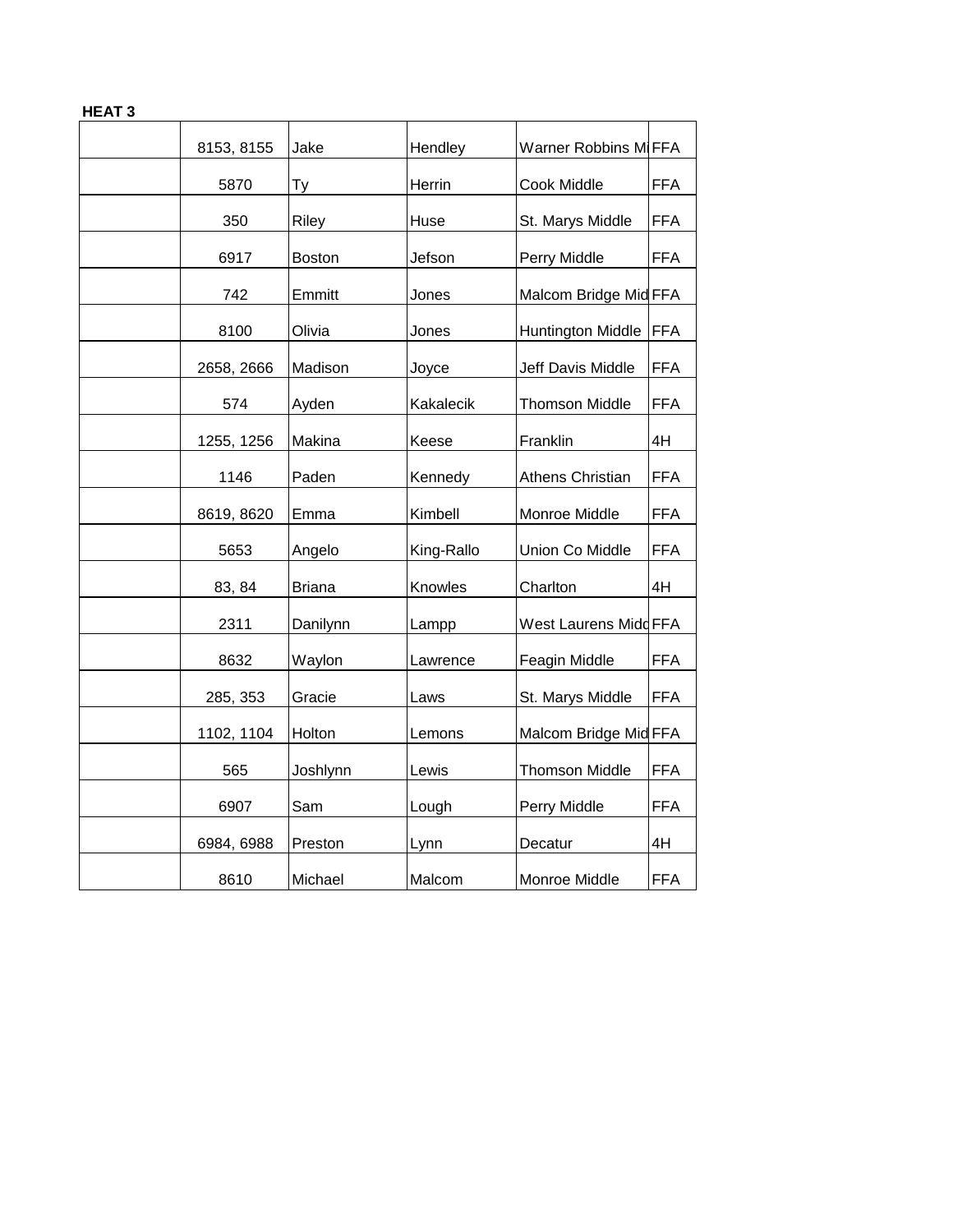**HEAT 3**

| | | | | | |
|---|---|---|---|---|---|
| | 8153, 8155 | Jake | Hendley | Warner Robbins Mi | FFA |
| | 5870 | Ty | Herrin | Cook Middle | FFA |
| | 350 | Riley | Huse | St. Marys Middle | FFA |
| | 6917 | Boston | Jefson | Perry Middle | FFA |
| | 742 | Emmitt | Jones | Malcom Bridge Mid | FFA |
| | 8100 | Olivia | Jones | Huntington Middle | FFA |
| | 2658, 2666 | Madison | Joyce | Jeff Davis Middle | FFA |
| | 574 | Ayden | Kakalecik | Thomson Middle | FFA |
| | 1255, 1256 | Makina | Keese | Franklin | 4H |
| | 1146 | Paden | Kennedy | Athens Christian | FFA |
| | 8619, 8620 | Emma | Kimbell | Monroe Middle | FFA |
| | 5653 | Angelo | King-Rallo | Union Co Middle | FFA |
| | 83, 84 | Briana | Knowles | Charlton | 4H |
| | 2311 | Danilynn | Lampp | West Laurens Midd | FFA |
| | 8632 | Waylon | Lawrence | Feagin Middle | FFA |
| | 285, 353 | Gracie | Laws | St. Marys Middle | FFA |
| | 1102, 1104 | Holton | Lemons | Malcom Bridge Mid | FFA |
| | 565 | Joshlynn | Lewis | Thomson Middle | FFA |
| | 6907 | Sam | Lough | Perry Middle | FFA |
| | 6984, 6988 | Preston | Lynn | Decatur | 4H |
| | 8610 | Michael | Malcom | Monroe Middle | FFA |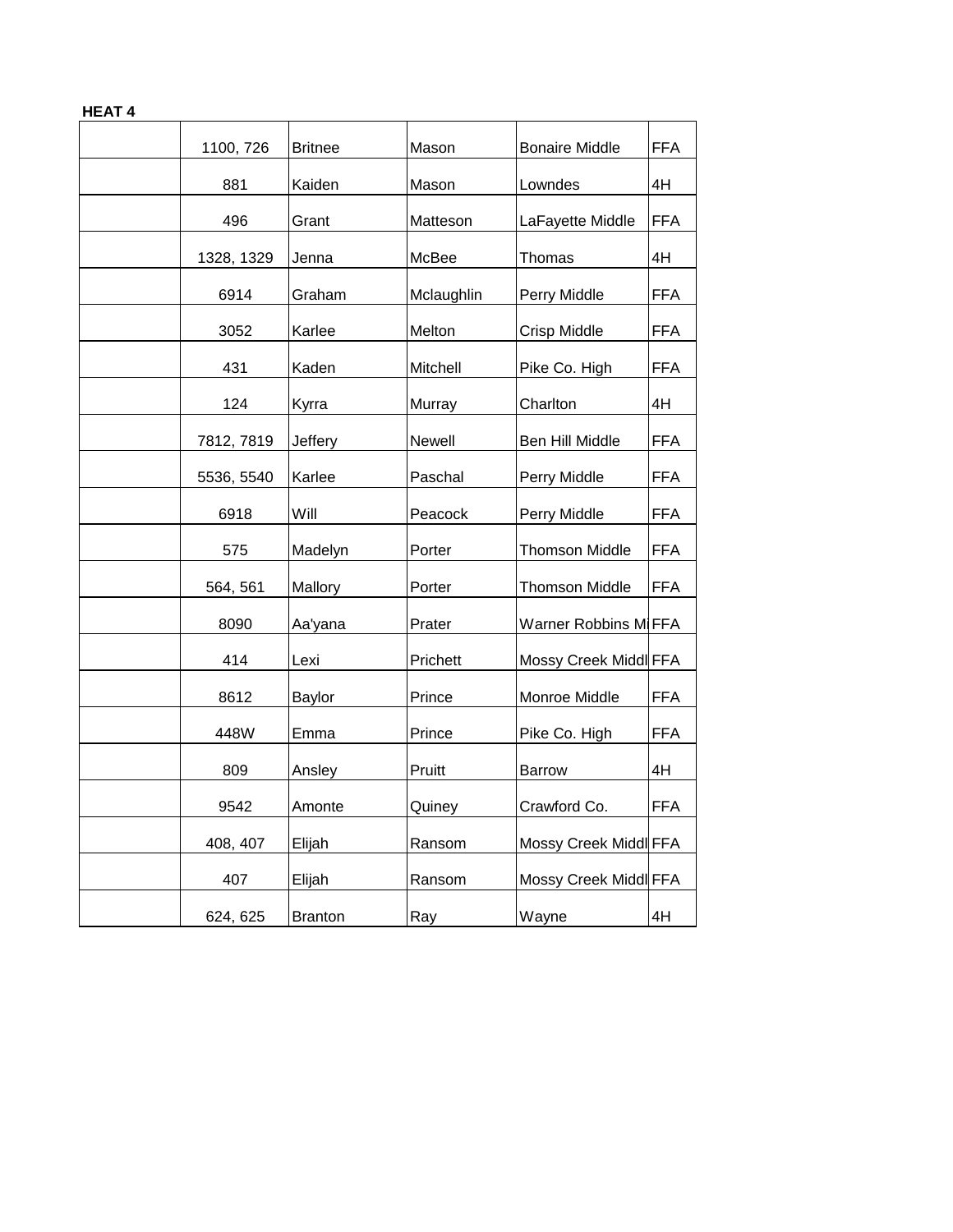**HEAT 4**

| | | | | | |
|---|---|---|---|---|---|
| | 1100, 726 | Britnee | Mason | Bonaire Middle | FFA |
| | 881 | Kaiden | Mason | Lowndes | 4H |
| | 496 | Grant | Matteson | LaFayette Middle | FFA |
| | 1328, 1329 | Jenna | McBee | Thomas | 4H |
| | 6914 | Graham | Mclaughlin | Perry Middle | FFA |
| | 3052 | Karlee | Melton | Crisp Middle | FFA |
| | 431 | Kaden | Mitchell | Pike Co. High | FFA |
| | 124 | Kyrra | Murray | Charlton | 4H |
| | 7812, 7819 | Jeffery | Newell | Ben Hill Middle | FFA |
| | 5536, 5540 | Karlee | Paschal | Perry Middle | FFA |
| | 6918 | Will | Peacock | Perry Middle | FFA |
| | 575 | Madelyn | Porter | Thomson Middle | FFA |
| | 564, 561 | Mallory | Porter | Thomson Middle | FFA |
| | 8090 | Aa'yana | Prater | Warner Robbins Mi | FFA |
| | 414 | Lexi | Prichett | Mossy Creek Middl | FFA |
| | 8612 | Baylor | Prince | Monroe Middle | FFA |
| | 448W | Emma | Prince | Pike Co. High | FFA |
| | 809 | Ansley | Pruitt | Barrow | 4H |
| | 9542 | Amonte | Quiney | Crawford Co. | FFA |
| | 408, 407 | Elijah | Ransom | Mossy Creek Middl | FFA |
| | 407 | Elijah | Ransom | Mossy Creek Middl | FFA |
| | 624, 625 | Branton | Ray | Wayne | 4H |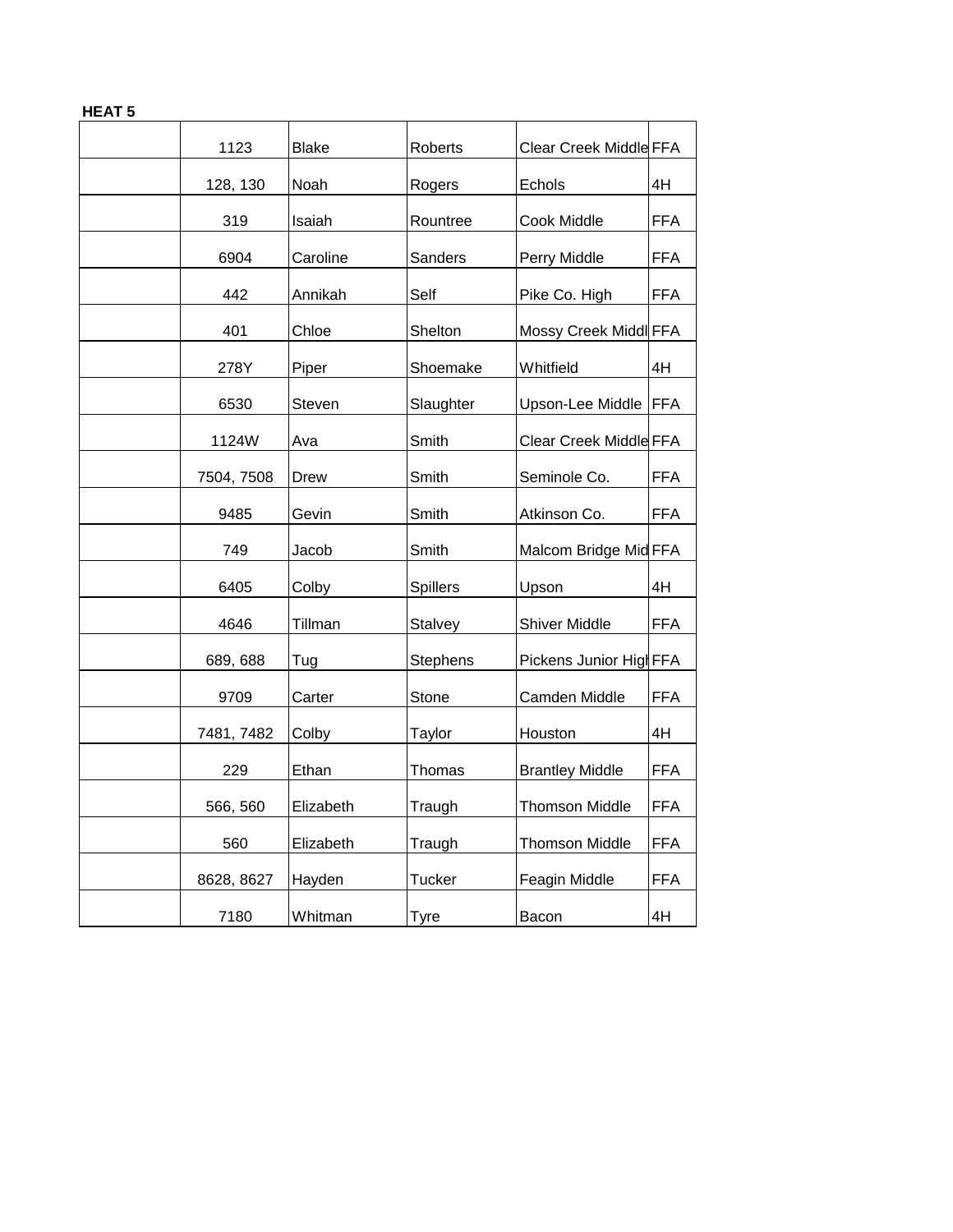**HEAT 5**

| | | | | | |
|---|---|---|---|---|---|
| | 1123 | Blake | Roberts | Clear Creek Middle | FFA |
| | 128, 130 | Noah | Rogers | Echols | 4H |
| | 319 | Isaiah | Rountree | Cook Middle | FFA |
| | 6904 | Caroline | Sanders | Perry Middle | FFA |
| | 442 | Annikah | Self | Pike Co. High | FFA |
| | 401 | Chloe | Shelton | Mossy Creek Middl | FFA |
| | 278Y | Piper | Shoemake | Whitfield | 4H |
| | 6530 | Steven | Slaughter | Upson-Lee Middle | FFA |
| | 1124W | Ava | Smith | Clear Creek Middle | FFA |
| | 7504, 7508 | Drew | Smith | Seminole Co. | FFA |
| | 9485 | Gevin | Smith | Atkinson Co. | FFA |
| | 749 | Jacob | Smith | Malcom Bridge Mid | FFA |
| | 6405 | Colby | Spillers | Upson | 4H |
| | 4646 | Tillman | Stalvey | Shiver Middle | FFA |
| | 689, 688 | Tug | Stephens | Pickens Junior Higl | FFA |
| | 9709 | Carter | Stone | Camden Middle | FFA |
| | 7481, 7482 | Colby | Taylor | Houston | 4H |
| | 229 | Ethan | Thomas | Brantley Middle | FFA |
| | 566, 560 | Elizabeth | Traugh | Thomson Middle | FFA |
| | 560 | Elizabeth | Traugh | Thomson Middle | FFA |
| | 8628, 8627 | Hayden | Tucker | Feagin Middle | FFA |
| | 7180 | Whitman | Tyre | Bacon | 4H |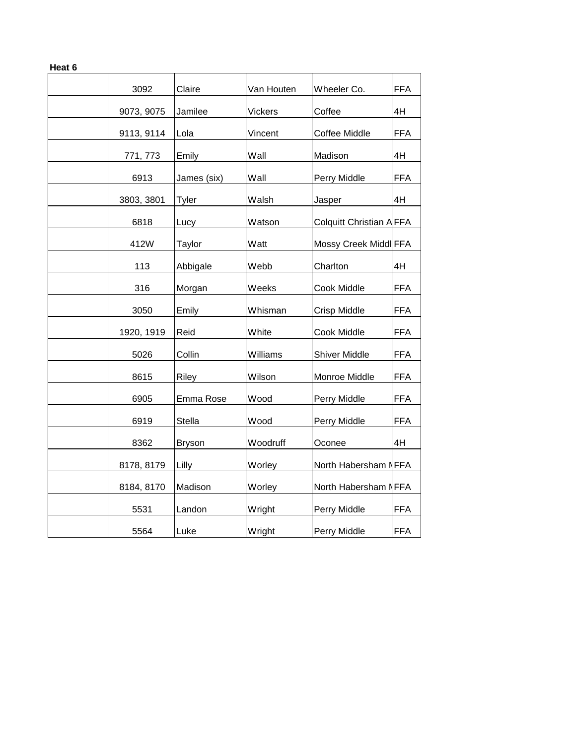**Heat 6**

| | | | | | |
|---|---|---|---|---|---|
| | 3092 | Claire | Van Houten | Wheeler Co. | FFA |
| | 9073, 9075 | Jamilee | Vickers | Coffee | 4H |
| | 9113, 9114 | Lola | Vincent | Coffee Middle | FFA |
| | 771, 773 | Emily | Wall | Madison | 4H |
| | 6913 | James (six) | Wall | Perry Middle | FFA |
| | 3803, 3801 | Tyler | Walsh | Jasper | 4H |
| | 6818 | Lucy | Watson | Colquitt Christian A | FFA |
| | 412W | Taylor | Watt | Mossy Creek Middl | FFA |
| | 113 | Abbigale | Webb | Charlton | 4H |
| | 316 | Morgan | Weeks | Cook Middle | FFA |
| | 3050 | Emily | Whisman | Crisp Middle | FFA |
| | 1920, 1919 | Reid | White | Cook Middle | FFA |
| | 5026 | Collin | Williams | Shiver Middle | FFA |
| | 8615 | Riley | Wilson | Monroe Middle | FFA |
| | 6905 | Emma Rose | Wood | Perry Middle | FFA |
| | 6919 | Stella | Wood | Perry Middle | FFA |
| | 8362 | Bryson | Woodruff | Oconee | 4H |
| | 8178, 8179 | Lilly | Worley | North Habersham M | FFA |
| | 8184, 8170 | Madison | Worley | North Habersham M | FFA |
| | 5531 | Landon | Wright | Perry Middle | FFA |
| | 5564 | Luke | Wright | Perry Middle | FFA |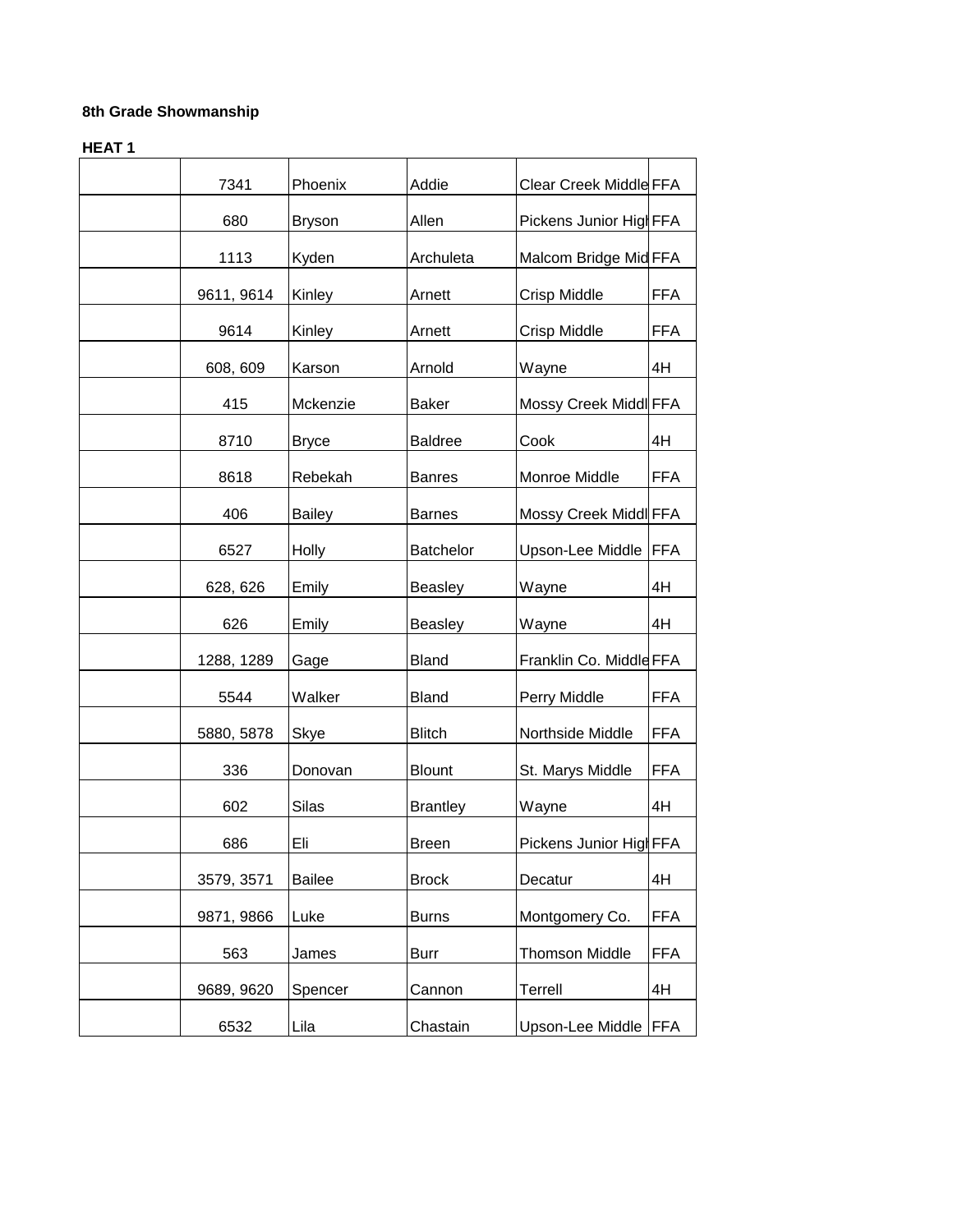**8th Grade Showmanship**

**HEAT 1**

| | | | | | |
|---|---|---|---|---|---|
| | 7341 | Phoenix | Addie | Clear Creek Middle | FFA |
| | 680 | Bryson | Allen | Pickens Junior Higl | FFA |
| | 1113 | Kyden | Archuleta | Malcom Bridge Mid | FFA |
| | 9611, 9614 | Kinley | Arnett | Crisp Middle | FFA |
| | 9614 | Kinley | Arnett | Crisp Middle | FFA |
| | 608, 609 | Karson | Arnold | Wayne | 4H |
| | 415 | Mckenzie | Baker | Mossy Creek Middl | FFA |
| | 8710 | Bryce | Baldree | Cook | 4H |
| | 8618 | Rebekah | Banres | Monroe Middle | FFA |
| | 406 | Bailey | Barnes | Mossy Creek Middl | FFA |
| | 6527 | Holly | Batchelor | Upson-Lee Middle | FFA |
| | 628, 626 | Emily | Beasley | Wayne | 4H |
| | 626 | Emily | Beasley | Wayne | 4H |
| | 1288, 1289 | Gage | Bland | Franklin Co. Middle | FFA |
| | 5544 | Walker | Bland | Perry Middle | FFA |
| | 5880, 5878 | Skye | Blitch | Northside Middle | FFA |
| | 336 | Donovan | Blount | St. Marys Middle | FFA |
| | 602 | Silas | Brantley | Wayne | 4H |
| | 686 | Eli | Breen | Pickens Junior Higl | FFA |
| | 3579, 3571 | Bailee | Brock | Decatur | 4H |
| | 9871, 9866 | Luke | Burns | Montgomery Co. | FFA |
| | 563 | James | Burr | Thomson Middle | FFA |
| | 9689, 9620 | Spencer | Cannon | Terrell | 4H |
| | 6532 | Lila | Chastain | Upson-Lee Middle | FFA |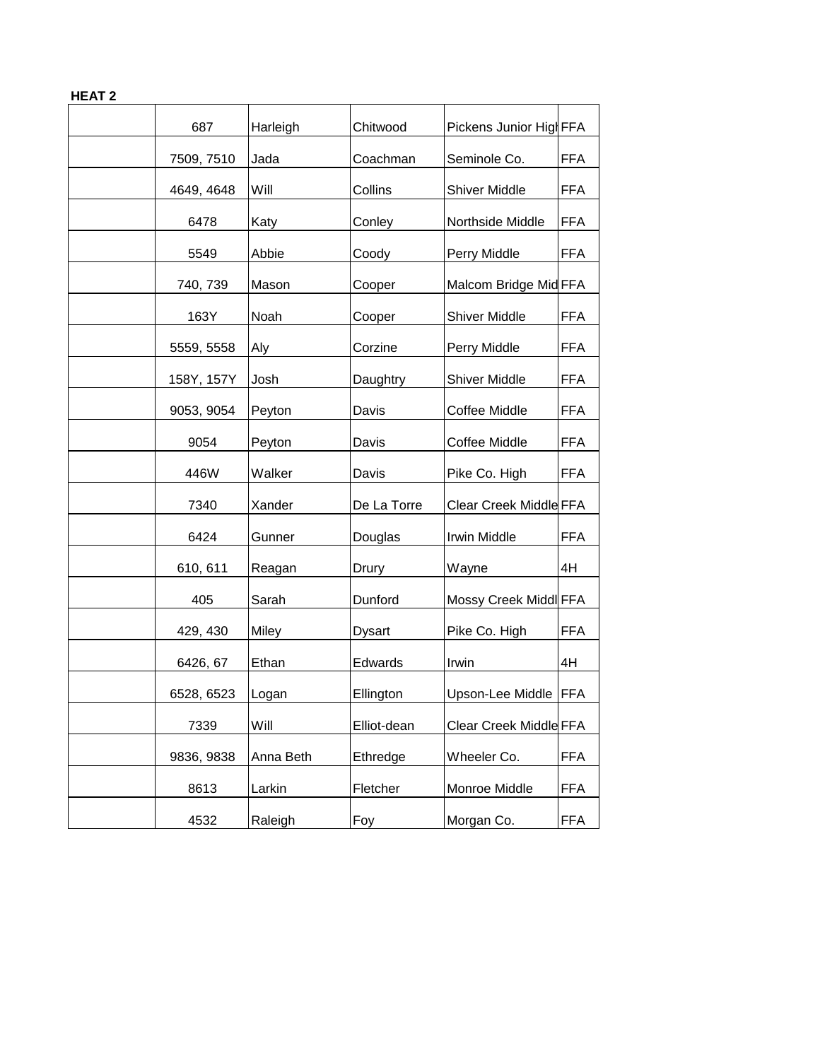**HEAT 2**

| | | | | | |
|---|---|---|---|---|---|
| | 687 | Harleigh | Chitwood | Pickens Junior High | FFA |
| | 7509, 7510 | Jada | Coachman | Seminole Co. | FFA |
| | 4649, 4648 | Will | Collins | Shiver Middle | FFA |
| | 6478 | Katy | Conley | Northside Middle | FFA |
| | 5549 | Abbie | Coody | Perry Middle | FFA |
| | 740, 739 | Mason | Cooper | Malcom Bridge Mid | FFA |
| | 163Y | Noah | Cooper | Shiver Middle | FFA |
| | 5559, 5558 | Aly | Corzine | Perry Middle | FFA |
| | 158Y, 157Y | Josh | Daughtry | Shiver Middle | FFA |
| | 9053, 9054 | Peyton | Davis | Coffee Middle | FFA |
| | 9054 | Peyton | Davis | Coffee Middle | FFA |
| | 446W | Walker | Davis | Pike Co. High | FFA |
| | 7340 | Xander | De La Torre | Clear Creek Middle | FFA |
| | 6424 | Gunner | Douglas | Irwin Middle | FFA |
| | 610, 611 | Reagan | Drury | Wayne | 4H |
| | 405 | Sarah | Dunford | Mossy Creek Middl | FFA |
| | 429, 430 | Miley | Dysart | Pike Co. High | FFA |
| | 6426, 67 | Ethan | Edwards | Irwin | 4H |
| | 6528, 6523 | Logan | Ellington | Upson-Lee Middle | FFA |
| | 7339 | Will | Elliot-dean | Clear Creek Middle | FFA |
| | 9836, 9838 | Anna Beth | Ethredge | Wheeler Co. | FFA |
| | 8613 | Larkin | Fletcher | Monroe Middle | FFA |
| | 4532 | Raleigh | Foy | Morgan Co. | FFA |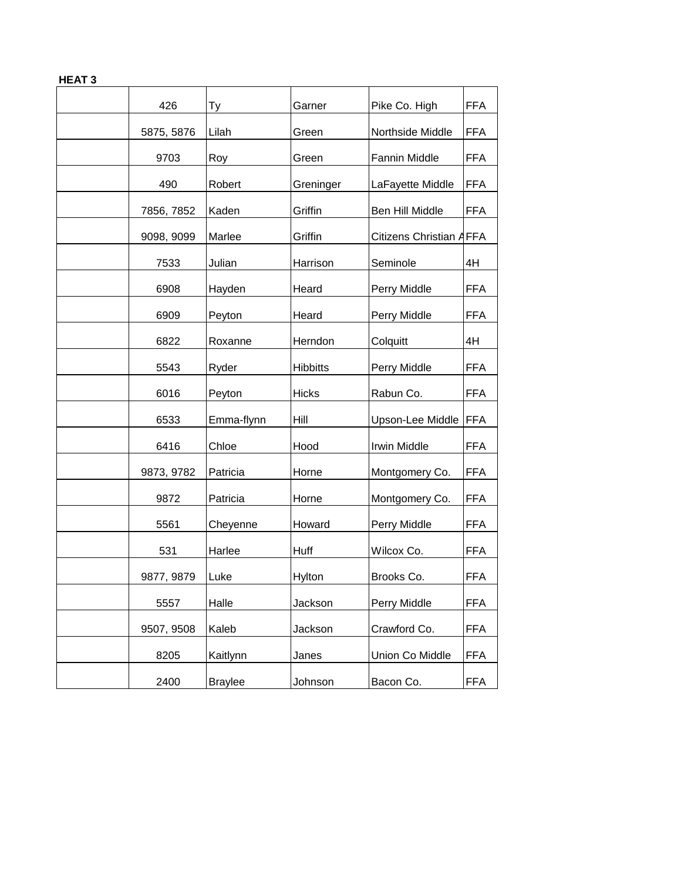**HEAT 3**

| | | | | | |
|---|---|---|---|---|---|
| | 426 | Ty | Garner | Pike Co. High | FFA |
| | 5875, 5876 | Lilah | Green | Northside Middle | FFA |
| | 9703 | Roy | Green | Fannin Middle | FFA |
| | 490 | Robert | Greninger | LaFayette Middle | FFA |
| | 7856, 7852 | Kaden | Griffin | Ben Hill Middle | FFA |
| | 9098, 9099 | Marlee | Griffin | Citizens Christian A | FFA |
| | 7533 | Julian | Harrison | Seminole | 4H |
| | 6908 | Hayden | Heard | Perry Middle | FFA |
| | 6909 | Peyton | Heard | Perry Middle | FFA |
| | 6822 | Roxanne | Herndon | Colquitt | 4H |
| | 5543 | Ryder | Hibbitts | Perry Middle | FFA |
| | 6016 | Peyton | Hicks | Rabun Co. | FFA |
| | 6533 | Emma-flynn | Hill | Upson-Lee Middle | FFA |
| | 6416 | Chloe | Hood | Irwin Middle | FFA |
| | 9873, 9782 | Patricia | Horne | Montgomery Co. | FFA |
| | 9872 | Patricia | Horne | Montgomery Co. | FFA |
| | 5561 | Cheyenne | Howard | Perry Middle | FFA |
| | 531 | Harlee | Huff | Wilcox Co. | FFA |
| | 9877, 9879 | Luke | Hylton | Brooks Co. | FFA |
| | 5557 | Halle | Jackson | Perry Middle | FFA |
| | 9507, 9508 | Kaleb | Jackson | Crawford Co. | FFA |
| | 8205 | Kaitlynn | Janes | Union Co Middle | FFA |
| | 2400 | Braylee | Johnson | Bacon Co. | FFA |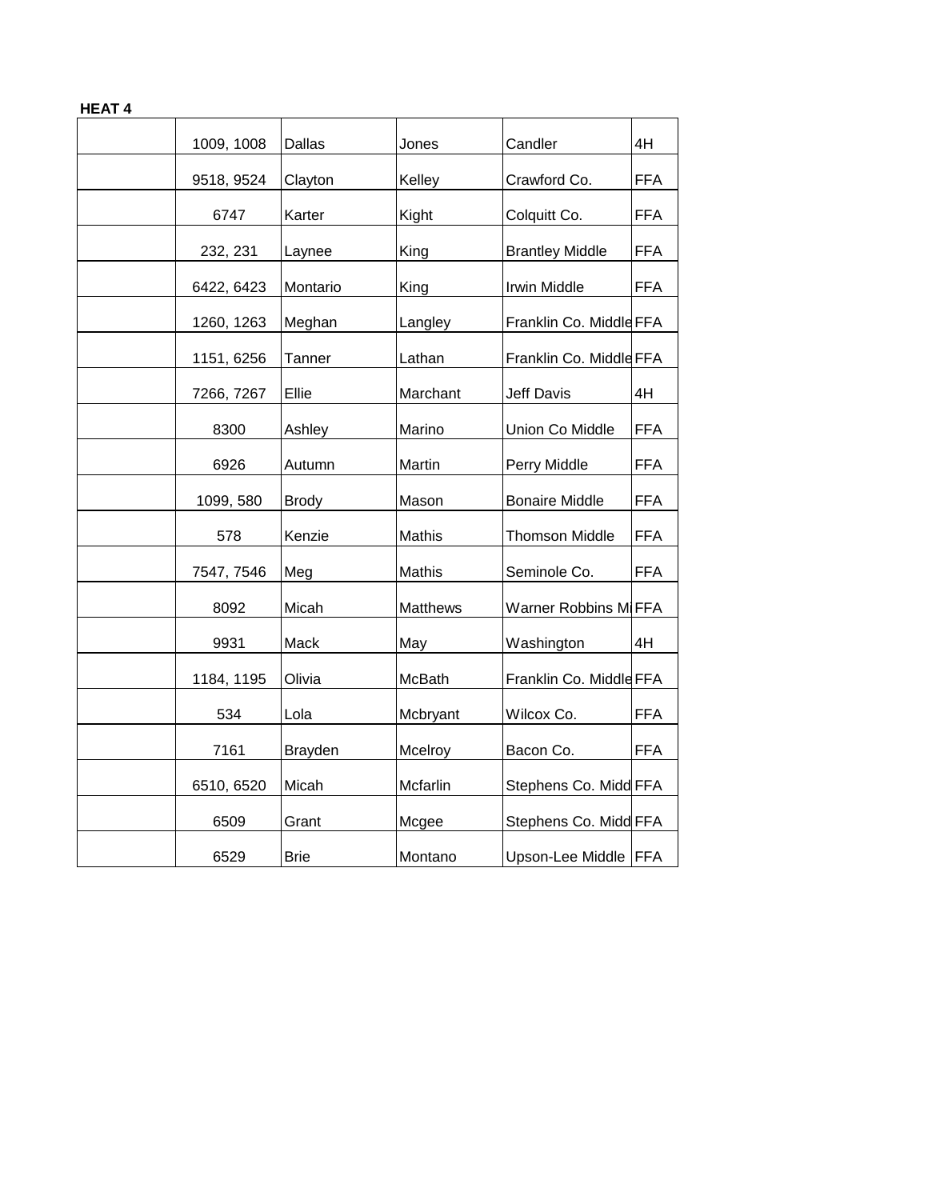**HEAT 4**

| | | | | | |
|---|---|---|---|---|---|
| | 1009, 1008 | Dallas | Jones | Candler | 4H |
| | 9518, 9524 | Clayton | Kelley | Crawford Co. | FFA |
| | 6747 | Karter | Kight | Colquitt Co. | FFA |
| | 232, 231 | Laynee | King | Brantley Middle | FFA |
| | 6422, 6423 | Montario | King | Irwin Middle | FFA |
| | 1260, 1263 | Meghan | Langley | Franklin Co. Middle | FFA |
| | 1151, 6256 | Tanner | Lathan | Franklin Co. Middle | FFA |
| | 7266, 7267 | Ellie | Marchant | Jeff Davis | 4H |
| | 8300 | Ashley | Marino | Union Co Middle | FFA |
| | 6926 | Autumn | Martin | Perry Middle | FFA |
| | 1099, 580 | Brody | Mason | Bonaire Middle | FFA |
| | 578 | Kenzie | Mathis | Thomson Middle | FFA |
| | 7547, 7546 | Meg | Mathis | Seminole Co. | FFA |
| | 8092 | Micah | Matthews | Warner Robbins Mi | FFA |
| | 9931 | Mack | May | Washington | 4H |
| | 1184, 1195 | Olivia | McBath | Franklin Co. Middle | FFA |
| | 534 | Lola | Mcbryant | Wilcox Co. | FFA |
| | 7161 | Brayden | Mcelroy | Bacon Co. | FFA |
| | 6510, 6520 | Micah | Mcfarlin | Stephens Co. Midd | FFA |
| | 6509 | Grant | Mcgee | Stephens Co. Midd | FFA |
| | 6529 | Brie | Montano | Upson-Lee Middle | FFA |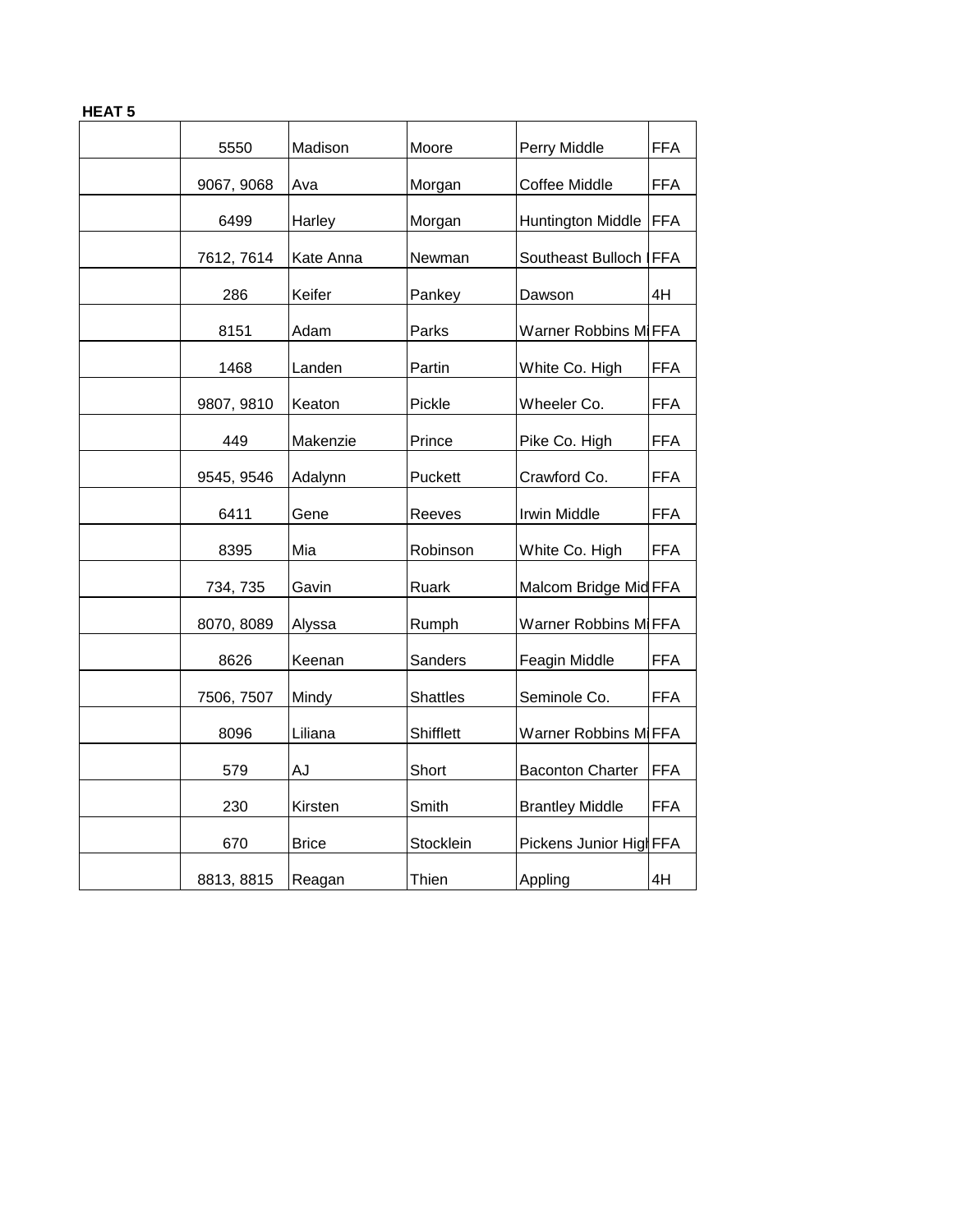**HEAT 5**

| | | | | | |
|---|---|---|---|---|---|
| | 5550 | Madison | Moore | Perry Middle | FFA |
| | 9067, 9068 | Ava | Morgan | Coffee Middle | FFA |
| | 6499 | Harley | Morgan | Huntington Middle | FFA |
| | 7612, 7614 | Kate Anna | Newman | Southeast Bulloch I | FFA |
| | 286 | Keifer | Pankey | Dawson | 4H |
| | 8151 | Adam | Parks | Warner Robbins Mi | FFA |
| | 1468 | Landen | Partin | White Co. High | FFA |
| | 9807, 9810 | Keaton | Pickle | Wheeler Co. | FFA |
| | 449 | Makenzie | Prince | Pike Co. High | FFA |
| | 9545, 9546 | Adalynn | Puckett | Crawford Co. | FFA |
| | 6411 | Gene | Reeves | Irwin Middle | FFA |
| | 8395 | Mia | Robinson | White Co. High | FFA |
| | 734, 735 | Gavin | Ruark | Malcom Bridge Mid | FFA |
| | 8070, 8089 | Alyssa | Rumph | Warner Robbins Mi | FFA |
| | 8626 | Keenan | Sanders | Feagin Middle | FFA |
| | 7506, 7507 | Mindy | Shattles | Seminole Co. | FFA |
| | 8096 | Liliana | Shifflett | Warner Robbins Mi | FFA |
| | 579 | AJ | Short | Baconton Charter | FFA |
| | 230 | Kirsten | Smith | Brantley Middle | FFA |
| | 670 | Brice | Stocklein | Pickens Junior Higl | FFA |
| | 8813, 8815 | Reagan | Thien | Appling | 4H |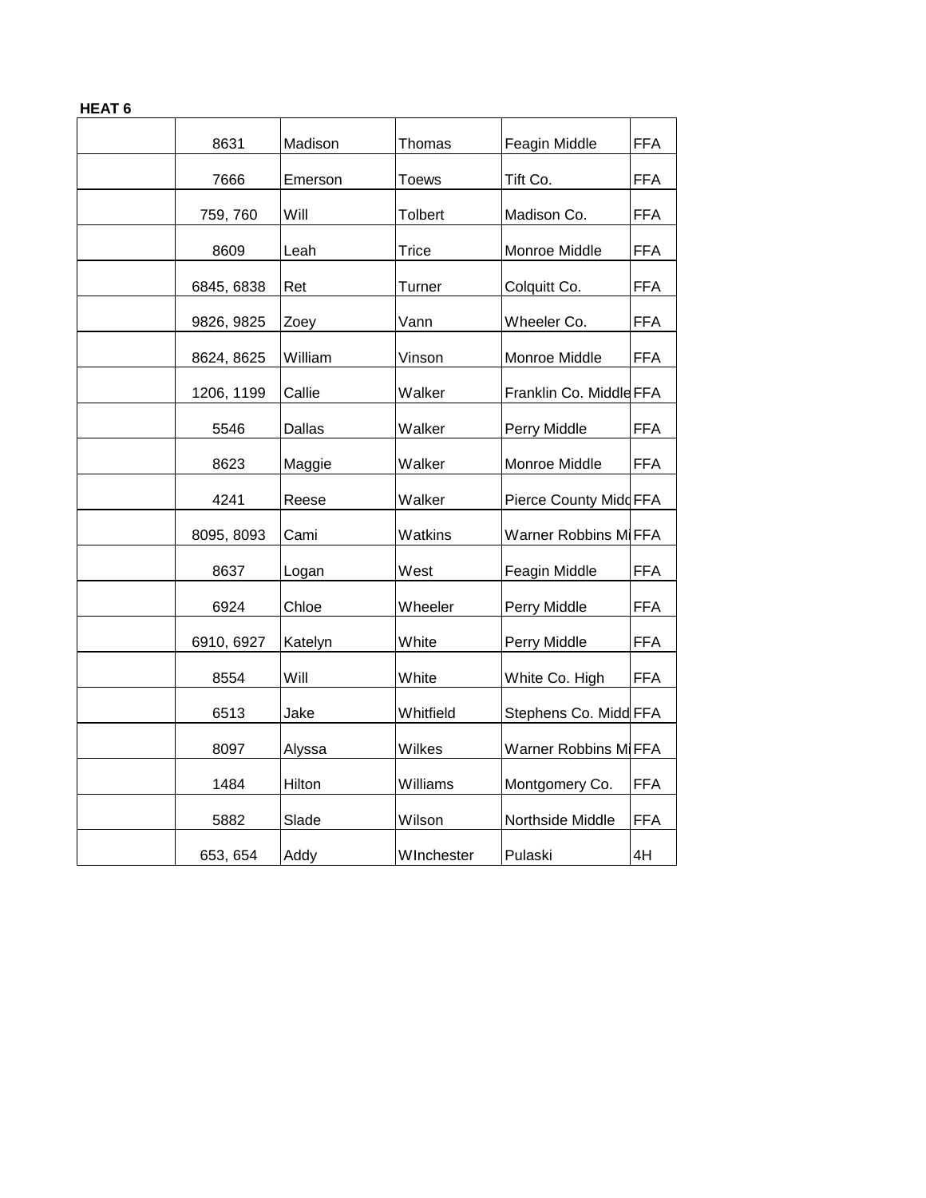**HEAT 6**

| | | | | | |
|---|---|---|---|---|---|
| | 8631 | Madison | Thomas | Feagin Middle | FFA |
| | 7666 | Emerson | Toews | Tift Co. | FFA |
| | 759, 760 | Will | Tolbert | Madison Co. | FFA |
| | 8609 | Leah | Trice | Monroe Middle | FFA |
| | 6845, 6838 | Ret | Turner | Colquitt Co. | FFA |
| | 9826, 9825 | Zoey | Vann | Wheeler Co. | FFA |
| | 8624, 8625 | William | Vinson | Monroe Middle | FFA |
| | 1206, 1199 | Callie | Walker | Franklin Co. Middle | FFA |
| | 5546 | Dallas | Walker | Perry Middle | FFA |
| | 8623 | Maggie | Walker | Monroe Middle | FFA |
| | 4241 | Reese | Walker | Pierce County Midd | FFA |
| | 8095, 8093 | Cami | Watkins | Warner Robbins Mi | FFA |
| | 8637 | Logan | West | Feagin Middle | FFA |
| | 6924 | Chloe | Wheeler | Perry Middle | FFA |
| | 6910, 6927 | Katelyn | White | Perry Middle | FFA |
| | 8554 | Will | White | White Co. High | FFA |
| | 6513 | Jake | Whitfield | Stephens Co. Midd | FFA |
| | 8097 | Alyssa | Wilkes | Warner Robbins Mi | FFA |
| | 1484 | Hilton | Williams | Montgomery Co. | FFA |
| | 5882 | Slade | Wilson | Northside Middle | FFA |
| | 653, 654 | Addy | WInchester | Pulaski | 4H |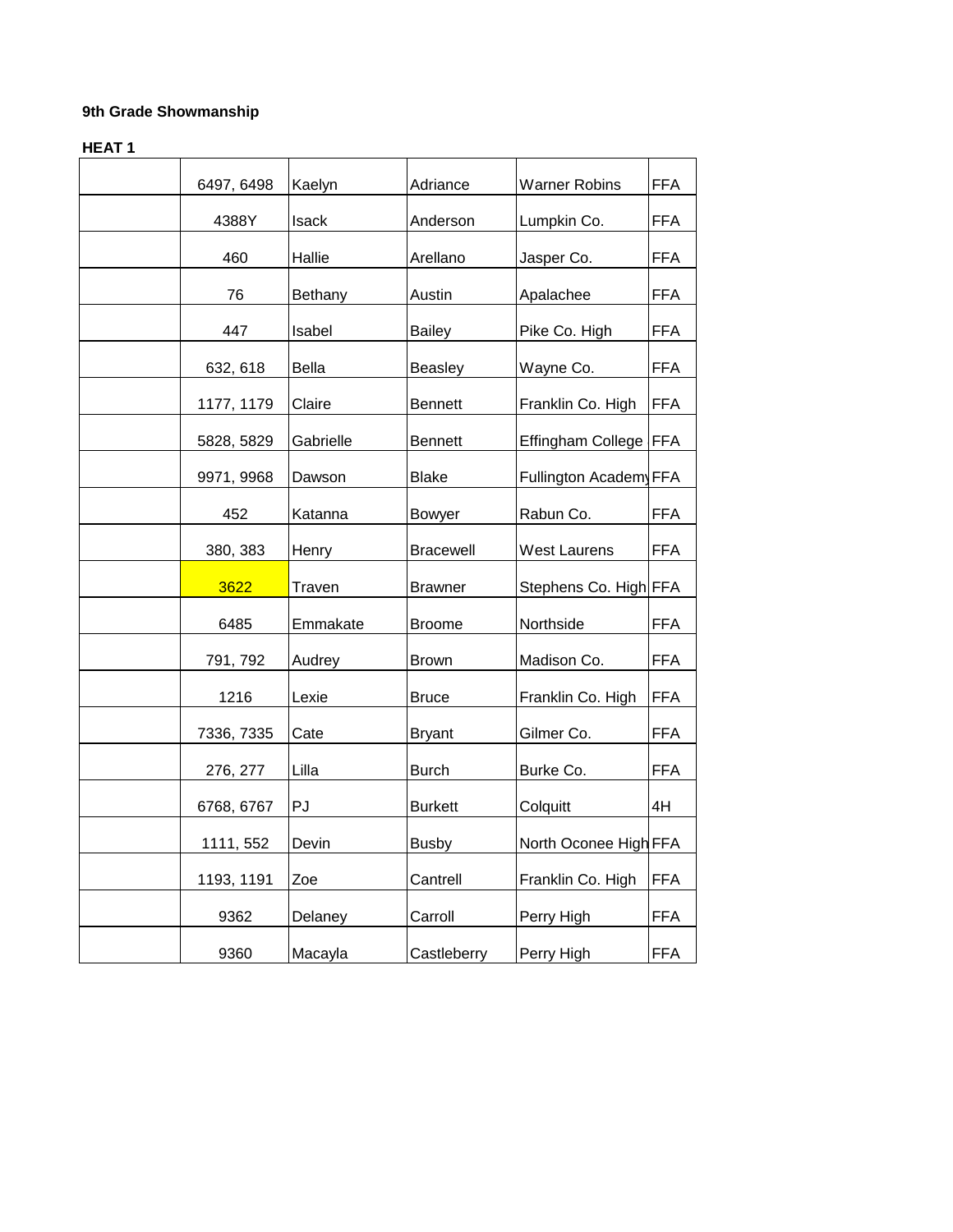**9th Grade Showmanship**

**HEAT 1**

| | | | | | |
|---|---|---|---|---|---|
| | 6497, 6498 | Kaelyn | Adriance | Warner Robins | FFA |
| | 4388Y | Isack | Anderson | Lumpkin Co. | FFA |
| | 460 | Hallie | Arellano | Jasper Co. | FFA |
| | 76 | Bethany | Austin | Apalachee | FFA |
| | 447 | Isabel | Bailey | Pike Co. High | FFA |
| | 632, 618 | Bella | Beasley | Wayne Co. | FFA |
| | 1177, 1179 | Claire | Bennett | Franklin Co. High | FFA |
| | 5828, 5829 | Gabrielle | Bennett | Effingham College | FFA |
| | 9971, 9968 | Dawson | Blake | Fullington Academy | FFA |
| | 452 | Katanna | Bowyer | Rabun Co. | FFA |
| | 380, 383 | Henry | Bracewell | West Laurens | FFA |
| | 3622 | Traven | Brawner | Stephens Co. High | FFA |
| | 6485 | Emmakate | Broome | Northside | FFA |
| | 791, 792 | Audrey | Brown | Madison Co. | FFA |
| | 1216 | Lexie | Bruce | Franklin Co. High | FFA |
| | 7336, 7335 | Cate | Bryant | Gilmer Co. | FFA |
| | 276, 277 | Lilla | Burch | Burke Co. | FFA |
| | 6768, 6767 | PJ | Burkett | Colquitt | 4H |
| | 1111, 552 | Devin | Busby | North Oconee High | FFA |
| | 1193, 1191 | Zoe | Cantrell | Franklin Co. High | FFA |
| | 9362 | Delaney | Carroll | Perry High | FFA |
| | 9360 | Macayla | Castleberry | Perry High | FFA |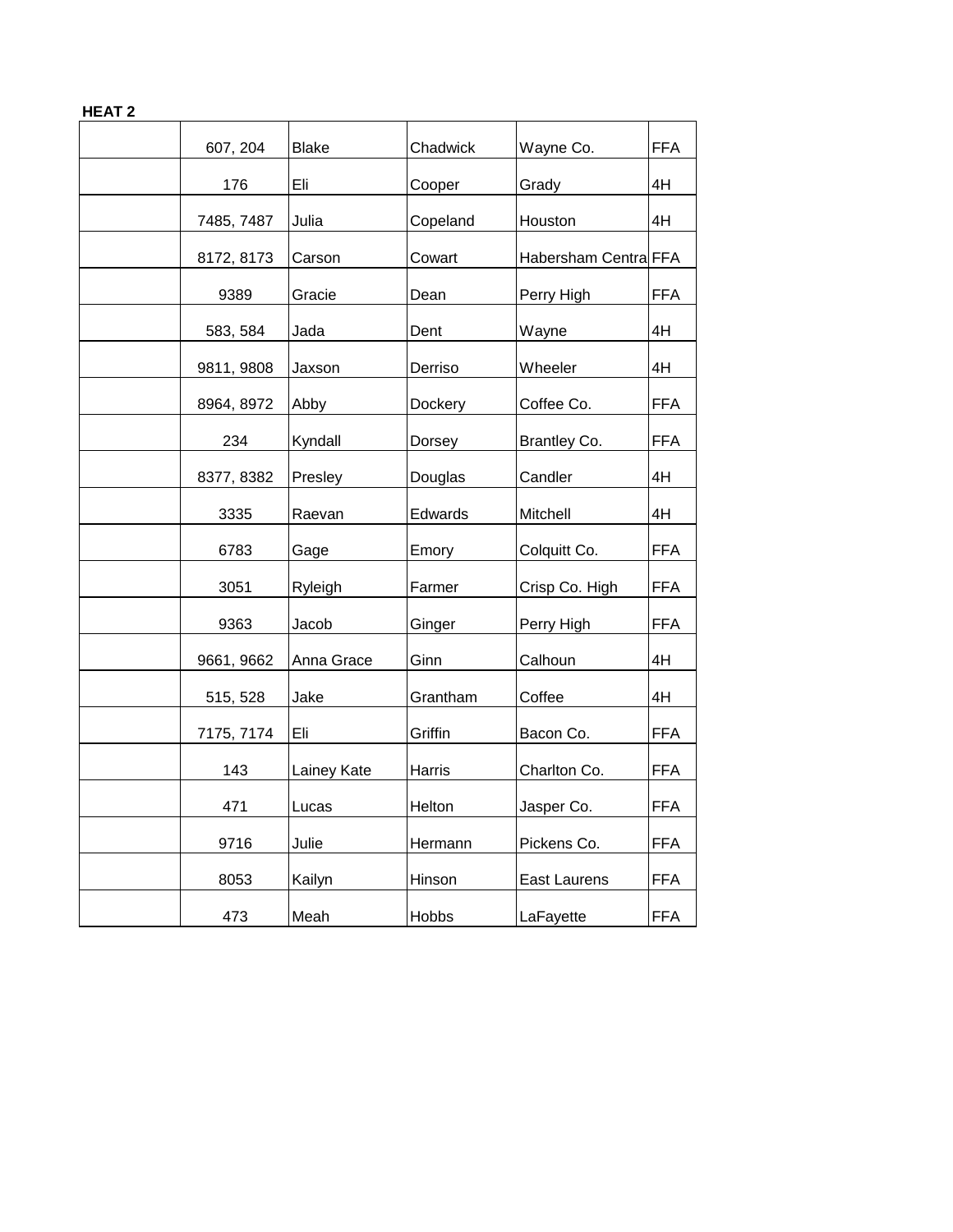**HEAT 2**

| | | | | | |
|---|---|---|---|---|---|
| | 607, 204 | Blake | Chadwick | Wayne Co. | FFA |
| | 176 | Eli | Cooper | Grady | 4H |
| | 7485, 7487 | Julia | Copeland | Houston | 4H |
| | 8172, 8173 | Carson | Cowart | Habersham Centra | FFA |
| | 9389 | Gracie | Dean | Perry High | FFA |
| | 583, 584 | Jada | Dent | Wayne | 4H |
| | 9811, 9808 | Jaxson | Derriso | Wheeler | 4H |
| | 8964, 8972 | Abby | Dockery | Coffee Co. | FFA |
| | 234 | Kyndall | Dorsey | Brantley Co. | FFA |
| | 8377, 8382 | Presley | Douglas | Candler | 4H |
| | 3335 | Raevan | Edwards | Mitchell | 4H |
| | 6783 | Gage | Emory | Colquitt Co. | FFA |
| | 3051 | Ryleigh | Farmer | Crisp Co. High | FFA |
| | 9363 | Jacob | Ginger | Perry High | FFA |
| | 9661, 9662 | Anna Grace | Ginn | Calhoun | 4H |
| | 515, 528 | Jake | Grantham | Coffee | 4H |
| | 7175, 7174 | Eli | Griffin | Bacon Co. | FFA |
| | 143 | Lainey Kate | Harris | Charlton Co. | FFA |
| | 471 | Lucas | Helton | Jasper Co. | FFA |
| | 9716 | Julie | Hermann | Pickens Co. | FFA |
| | 8053 | Kailyn | Hinson | East Laurens | FFA |
| | 473 | Meah | Hobbs | LaFayette | FFA |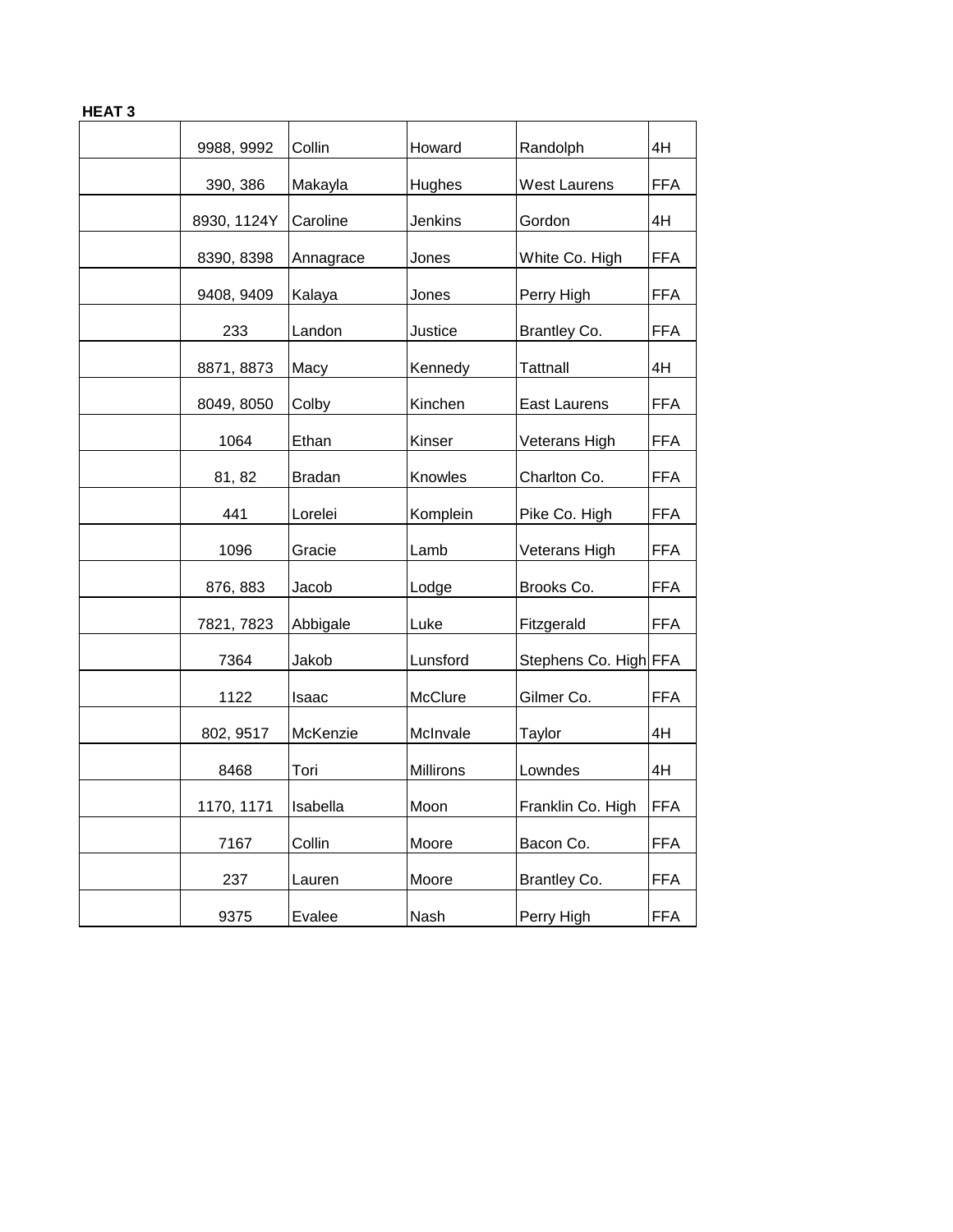**HEAT 3**

| | | | | | |
|---|---|---|---|---|---|
| | 9988, 9992 | Collin | Howard | Randolph | 4H |
| | 390, 386 | Makayla | Hughes | West Laurens | FFA |
| | 8930, 1124Y | Caroline | Jenkins | Gordon | 4H |
| | 8390, 8398 | Annagrace | Jones | White Co. High | FFA |
| | 9408, 9409 | Kalaya | Jones | Perry High | FFA |
| | 233 | Landon | Justice | Brantley Co. | FFA |
| | 8871, 8873 | Macy | Kennedy | Tattnall | 4H |
| | 8049, 8050 | Colby | Kinchen | East Laurens | FFA |
| | 1064 | Ethan | Kinser | Veterans High | FFA |
| | 81, 82 | Bradan | Knowles | Charlton Co. | FFA |
| | 441 | Lorelei | Komplein | Pike Co. High | FFA |
| | 1096 | Gracie | Lamb | Veterans High | FFA |
| | 876, 883 | Jacob | Lodge | Brooks Co. | FFA |
| | 7821, 7823 | Abbigale | Luke | Fitzgerald | FFA |
| | 7364 | Jakob | Lunsford | Stephens Co. High | FFA |
| | 1122 | Isaac | McClure | Gilmer Co. | FFA |
| | 802, 9517 | McKenzie | McInvale | Taylor | 4H |
| | 8468 | Tori | Millirons | Lowndes | 4H |
| | 1170, 1171 | Isabella | Moon | Franklin Co. High | FFA |
| | 7167 | Collin | Moore | Bacon Co. | FFA |
| | 237 | Lauren | Moore | Brantley Co. | FFA |
| | 9375 | Evalee | Nash | Perry High | FFA |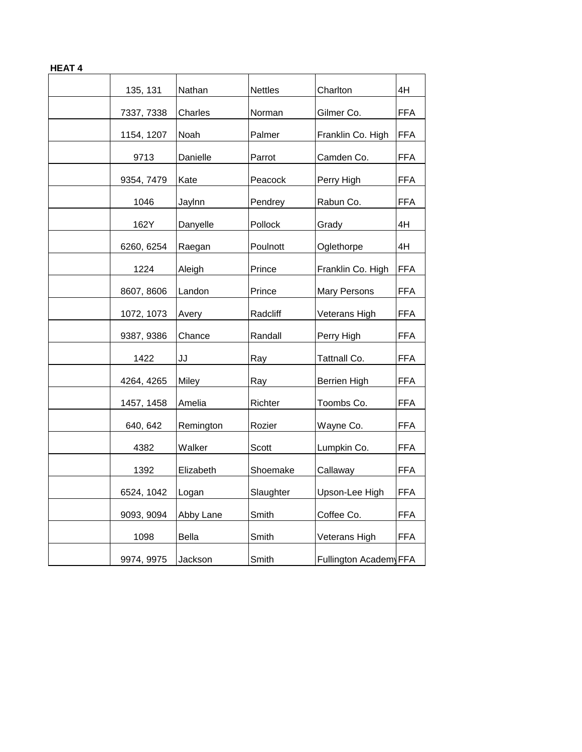**HEAT 4**

| | | | | | |
|---|---|---|---|---|---|
| | 135, 131 | Nathan | Nettles | Charlton | 4H |
| | 7337, 7338 | Charles | Norman | Gilmer Co. | FFA |
| | 1154, 1207 | Noah | Palmer | Franklin Co. High | FFA |
| | 9713 | Danielle | Parrot | Camden Co. | FFA |
| | 9354, 7479 | Kate | Peacock | Perry High | FFA |
| | 1046 | Jaylnn | Pendrey | Rabun Co. | FFA |
| | 162Y | Danyelle | Pollock | Grady | 4H |
| | 6260, 6254 | Raegan | Poulnott | Oglethorpe | 4H |
| | 1224 | Aleigh | Prince | Franklin Co. High | FFA |
| | 8607, 8606 | Landon | Prince | Mary Persons | FFA |
| | 1072, 1073 | Avery | Radcliff | Veterans High | FFA |
| | 9387, 9386 | Chance | Randall | Perry High | FFA |
| | 1422 | JJ | Ray | Tattnall Co. | FFA |
| | 4264, 4265 | Miley | Ray | Berrien High | FFA |
| | 1457, 1458 | Amelia | Richter | Toombs Co. | FFA |
| | 640, 642 | Remington | Rozier | Wayne Co. | FFA |
| | 4382 | Walker | Scott | Lumpkin Co. | FFA |
| | 1392 | Elizabeth | Shoemake | Callaway | FFA |
| | 6524, 1042 | Logan | Slaughter | Upson-Lee High | FFA |
| | 9093, 9094 | Abby Lane | Smith | Coffee Co. | FFA |
| | 1098 | Bella | Smith | Veterans High | FFA |
| | 9974, 9975 | Jackson | Smith | Fullington Academy | FFA |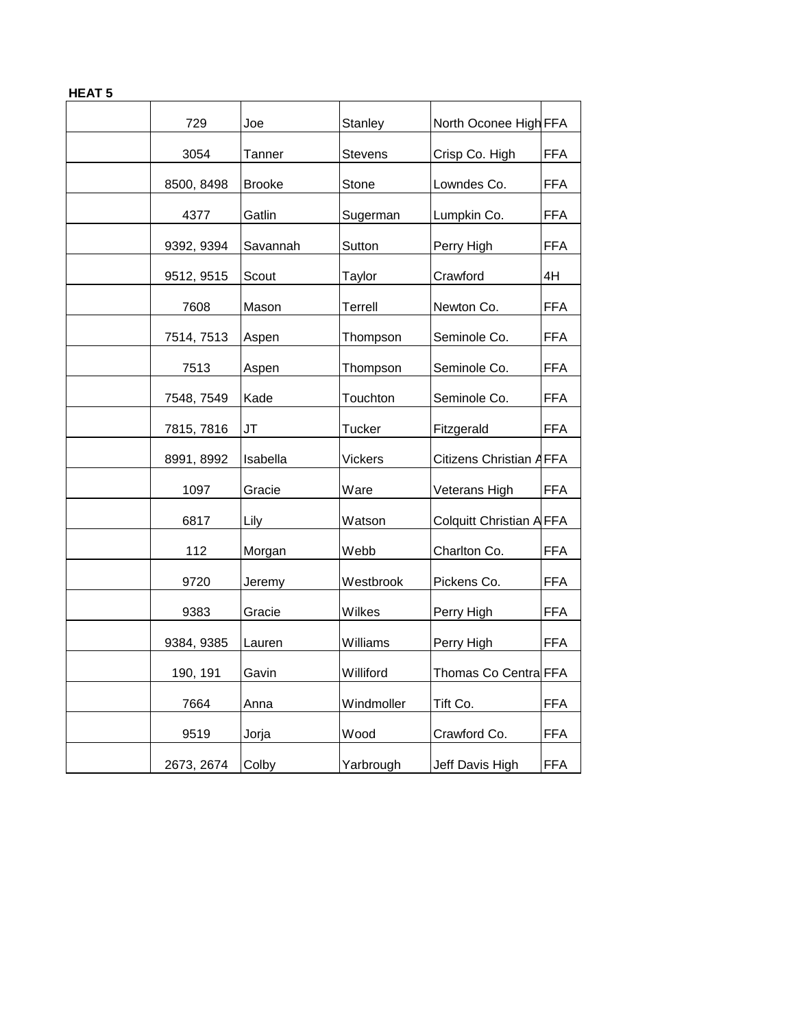**HEAT 5**

| | | | | | |
|---|---|---|---|---|---|
| | 729 | Joe | Stanley | North Oconee High | FFA |
| | 3054 | Tanner | Stevens | Crisp Co. High | FFA |
| | 8500, 8498 | Brooke | Stone | Lowndes Co. | FFA |
| | 4377 | Gatlin | Sugerman | Lumpkin Co. | FFA |
| | 9392, 9394 | Savannah | Sutton | Perry High | FFA |
| | 9512, 9515 | Scout | Taylor | Crawford | 4H |
| | 7608 | Mason | Terrell | Newton Co. | FFA |
| | 7514, 7513 | Aspen | Thompson | Seminole Co. | FFA |
| | 7513 | Aspen | Thompson | Seminole Co. | FFA |
| | 7548, 7549 | Kade | Touchton | Seminole Co. | FFA |
| | 7815, 7816 | JT | Tucker | Fitzgerald | FFA |
| | 8991, 8992 | Isabella | Vickers | Citizens Christian A | FFA |
| | 1097 | Gracie | Ware | Veterans High | FFA |
| | 6817 | Lily | Watson | Colquitt Christian A | FFA |
| | 112 | Morgan | Webb | Charlton Co. | FFA |
| | 9720 | Jeremy | Westbrook | Pickens Co. | FFA |
| | 9383 | Gracie | Wilkes | Perry High | FFA |
| | 9384, 9385 | Lauren | Williams | Perry High | FFA |
| | 190, 191 | Gavin | Williford | Thomas Co Centra | FFA |
| | 7664 | Anna | Windmoller | Tift Co. | FFA |
| | 9519 | Jorja | Wood | Crawford Co. | FFA |
| | 2673, 2674 | Colby | Yarbrough | Jeff Davis High | FFA |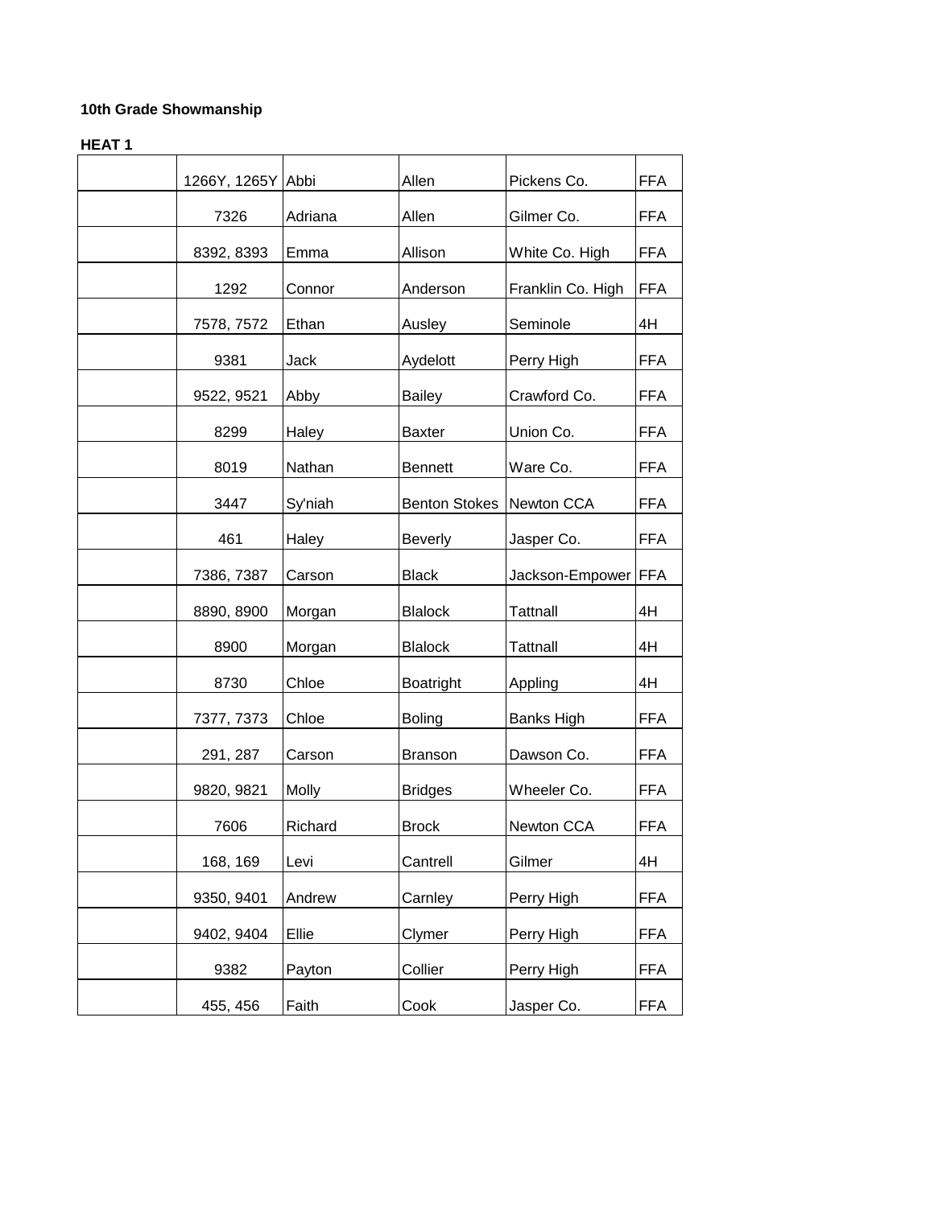**10th Grade Showmanship**

**HEAT 1**

| | | | | | |
|---|---|---|---|---|---|
| | 1266Y, 1265Y | Abbi | Allen | Pickens Co. | FFA |
| | 7326 | Adriana | Allen | Gilmer Co. | FFA |
| | 8392, 8393 | Emma | Allison | White Co. High | FFA |
| | 1292 | Connor | Anderson | Franklin Co. High | FFA |
| | 7578, 7572 | Ethan | Ausley | Seminole | 4H |
| | 9381 | Jack | Aydelott | Perry High | FFA |
| | 9522, 9521 | Abby | Bailey | Crawford Co. | FFA |
| | 8299 | Haley | Baxter | Union Co. | FFA |
| | 8019 | Nathan | Bennett | Ware Co. | FFA |
| | 3447 | Sy'niah | Benton Stokes | Newton CCA | FFA |
| | 461 | Haley | Beverly | Jasper Co. | FFA |
| | 7386, 7387 | Carson | Black | Jackson-Empower | FFA |
| | 8890, 8900 | Morgan | Blalock | Tattnall | 4H |
| | 8900 | Morgan | Blalock | Tattnall | 4H |
| | 8730 | Chloe | Boatright | Appling | 4H |
| | 7377, 7373 | Chloe | Boling | Banks High | FFA |
| | 291, 287 | Carson | Branson | Dawson Co. | FFA |
| | 9820, 9821 | Molly | Bridges | Wheeler Co. | FFA |
| | 7606 | Richard | Brock | Newton CCA | FFA |
| | 168, 169 | Levi | Cantrell | Gilmer | 4H |
| | 9350, 9401 | Andrew | Carnley | Perry High | FFA |
| | 9402, 9404 | Ellie | Clymer | Perry High | FFA |
| | 9382 | Payton | Collier | Perry High | FFA |
| | 455, 456 | Faith | Cook | Jasper Co. | FFA |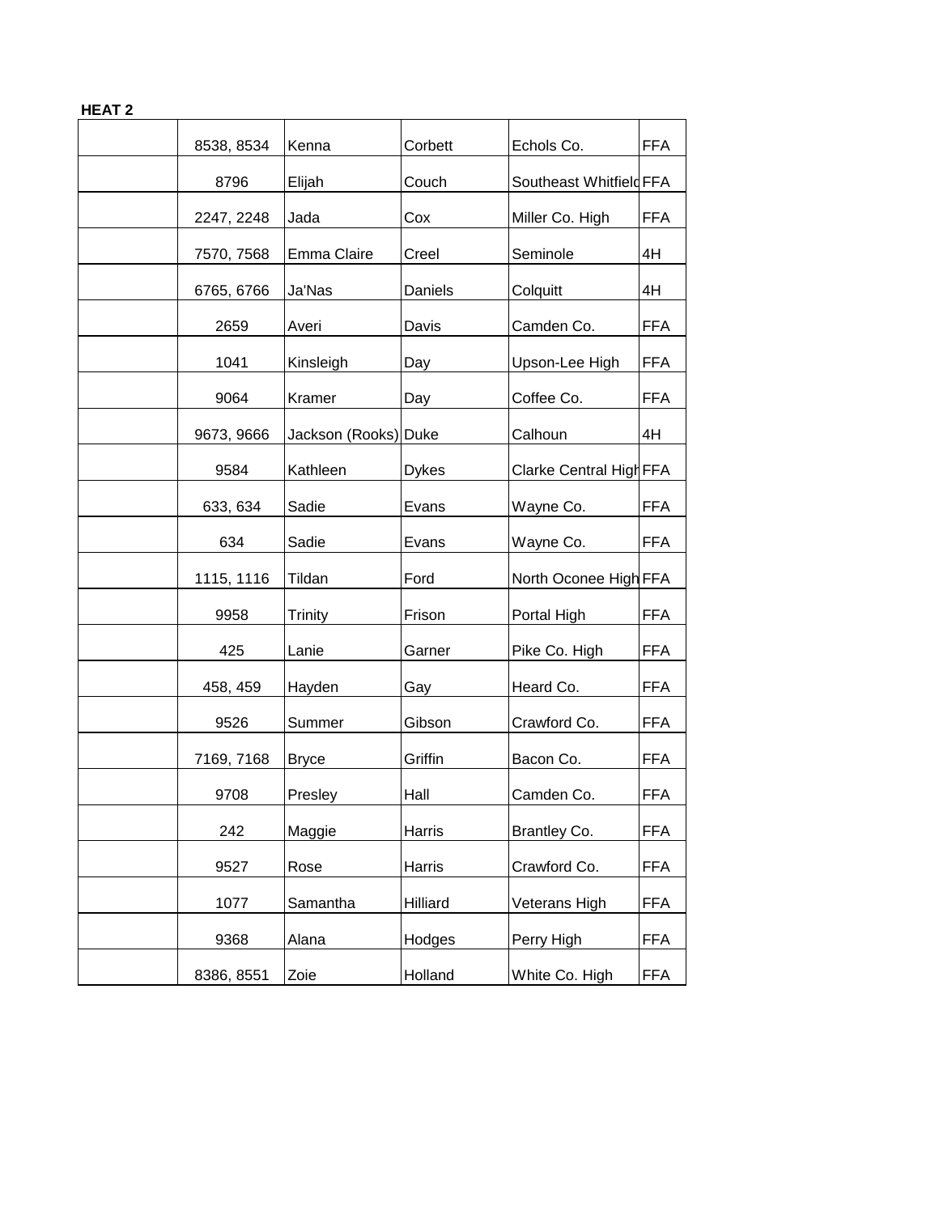**HEAT 2**

| | | | | | |
|---|---|---|---|---|---|
| | 8538, 8534 | Kenna | Corbett | Echols Co. | FFA |
| | 8796 | Elijah | Couch | Southeast Whitfield | FFA |
| | 2247, 2248 | Jada | Cox | Miller Co. High | FFA |
| | 7570, 7568 | Emma Claire | Creel | Seminole | 4H |
| | 6765, 6766 | Ja'Nas | Daniels | Colquitt | 4H |
| | 2659 | Averi | Davis | Camden Co. | FFA |
| | 1041 | Kinsleigh | Day | Upson-Lee High | FFA |
| | 9064 | Kramer | Day | Coffee Co. | FFA |
| | 9673, 9666 | Jackson (Rooks) | Duke | Calhoun | 4H |
| | 9584 | Kathleen | Dykes | Clarke Central High | FFA |
| | 633, 634 | Sadie | Evans | Wayne Co. | FFA |
| | 634 | Sadie | Evans | Wayne Co. | FFA |
| | 1115, 1116 | Tildan | Ford | North Oconee High | FFA |
| | 9958 | Trinity | Frison | Portal High | FFA |
| | 425 | Lanie | Garner | Pike Co. High | FFA |
| | 458, 459 | Hayden | Gay | Heard Co. | FFA |
| | 9526 | Summer | Gibson | Crawford Co. | FFA |
| | 7169, 7168 | Bryce | Griffin | Bacon Co. | FFA |
| | 9708 | Presley | Hall | Camden Co. | FFA |
| | 242 | Maggie | Harris | Brantley Co. | FFA |
| | 9527 | Rose | Harris | Crawford Co. | FFA |
| | 1077 | Samantha | Hilliard | Veterans High | FFA |
| | 9368 | Alana | Hodges | Perry High | FFA |
| | 8386, 8551 | Zoie | Holland | White Co. High | FFA |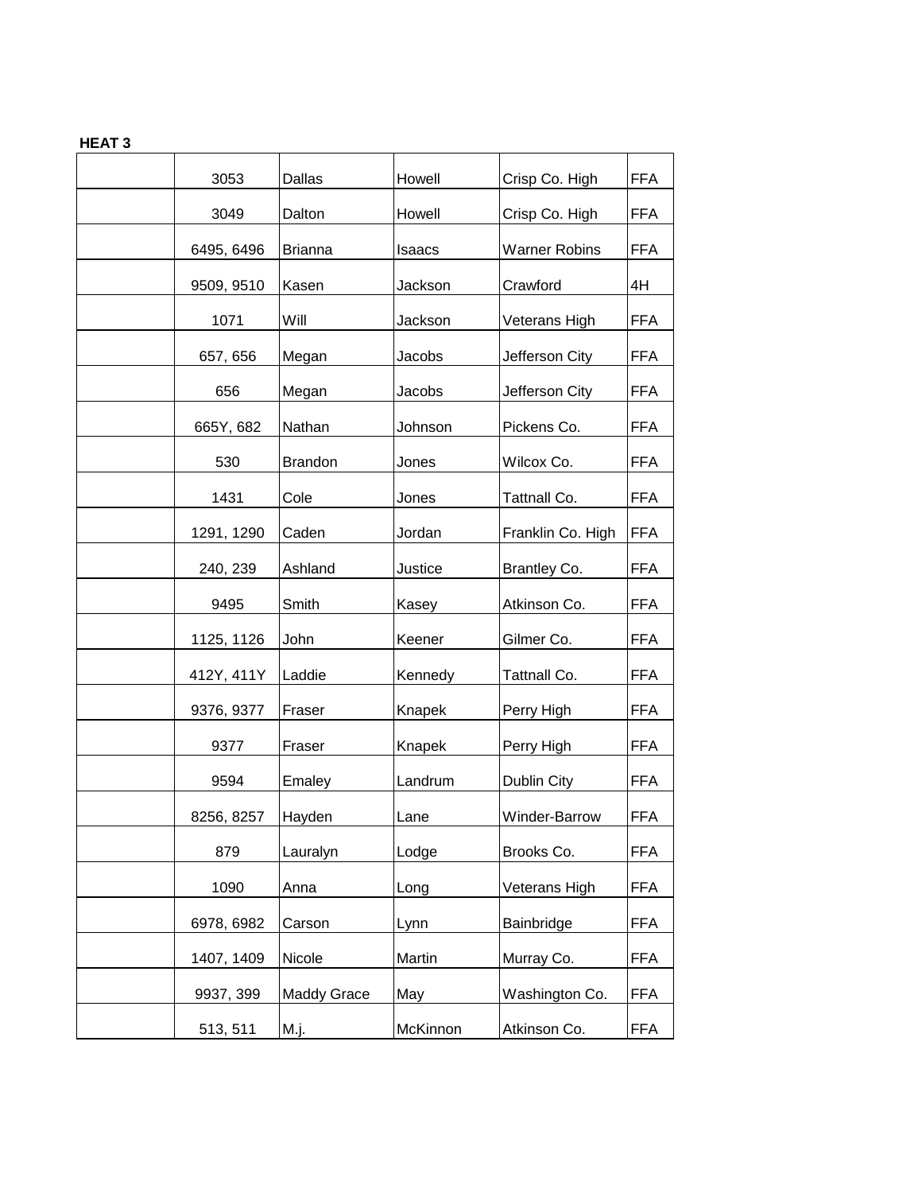**HEAT 3**

| | | | | | |
|---|---|---|---|---|---|
| | 3053 | Dallas | Howell | Crisp Co. High | FFA |
| | 3049 | Dalton | Howell | Crisp Co. High | FFA |
| | 6495, 6496 | Brianna | Isaacs | Warner Robins | FFA |
| | 9509, 9510 | Kasen | Jackson | Crawford | 4H |
| | 1071 | Will | Jackson | Veterans High | FFA |
| | 657, 656 | Megan | Jacobs | Jefferson City | FFA |
| | 656 | Megan | Jacobs | Jefferson City | FFA |
| | 665Y, 682 | Nathan | Johnson | Pickens Co. | FFA |
| | 530 | Brandon | Jones | Wilcox Co. | FFA |
| | 1431 | Cole | Jones | Tattnall Co. | FFA |
| | 1291, 1290 | Caden | Jordan | Franklin Co. High | FFA |
| | 240, 239 | Ashland | Justice | Brantley Co. | FFA |
| | 9495 | Smith | Kasey | Atkinson Co. | FFA |
| | 1125, 1126 | John | Keener | Gilmer Co. | FFA |
| | 412Y, 411Y | Laddie | Kennedy | Tattnall Co. | FFA |
| | 9376, 9377 | Fraser | Knapek | Perry High | FFA |
| | 9377 | Fraser | Knapek | Perry High | FFA |
| | 9594 | Emaley | Landrum | Dublin City | FFA |
| | 8256, 8257 | Hayden | Lane | Winder-Barrow | FFA |
| | 879 | Lauralyn | Lodge | Brooks Co. | FFA |
| | 1090 | Anna | Long | Veterans High | FFA |
| | 6978, 6982 | Carson | Lynn | Bainbridge | FFA |
| | 1407, 1409 | Nicole | Martin | Murray Co. | FFA |
| | 9937, 399 | Maddy Grace | May | Washington Co. | FFA |
| | 513, 511 | M.j. | McKinnon | Atkinson Co. | FFA |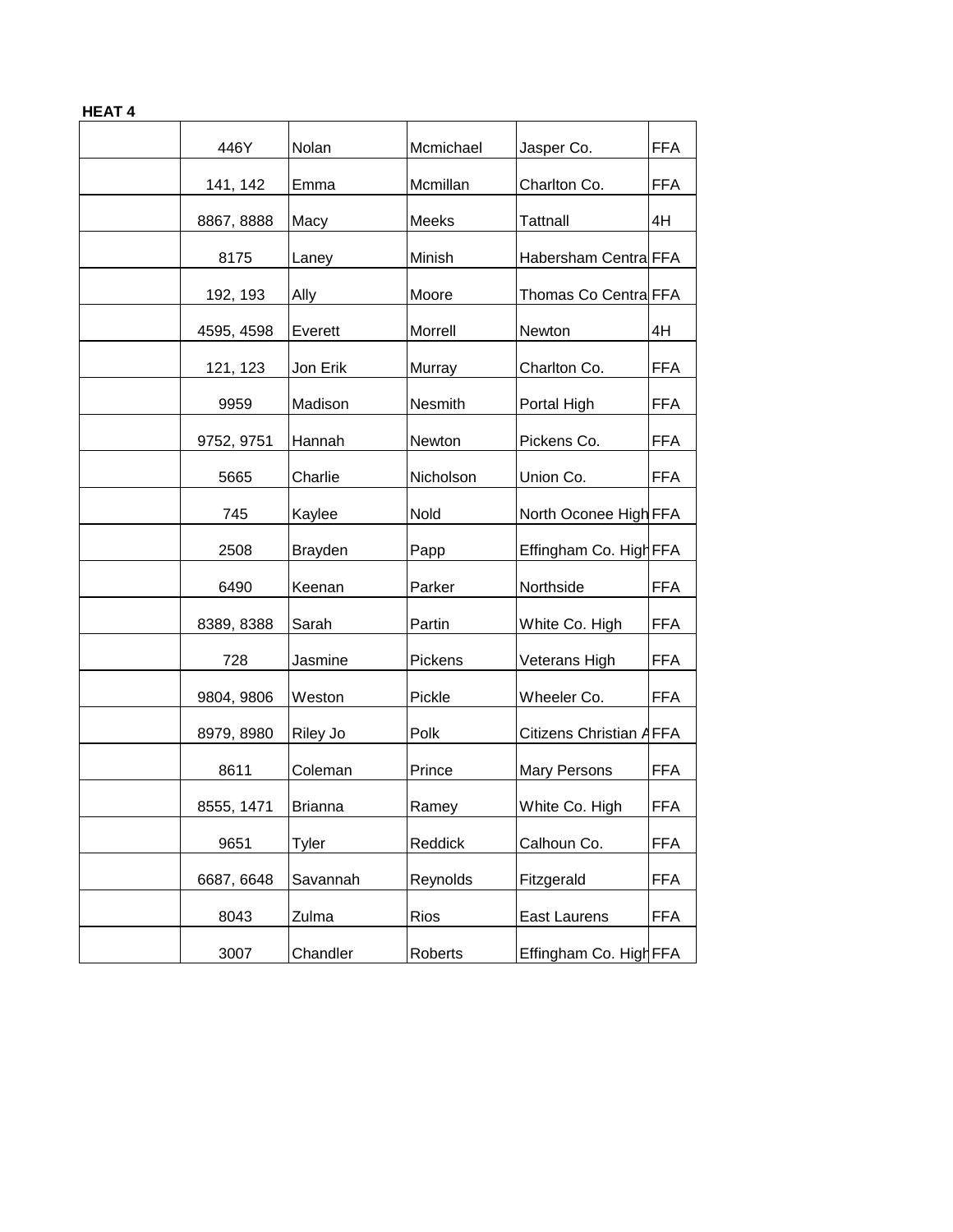**HEAT 4**

| | | | | | |
|---|---|---|---|---|---|
| | 446Y | Nolan | Mcmichael | Jasper Co. | FFA |
| | 141, 142 | Emma | Mcmillan | Charlton Co. | FFA |
| | 8867, 8888 | Macy | Meeks | Tattnall | 4H |
| | 8175 | Laney | Minish | Habersham Centra | FFA |
| | 192, 193 | Ally | Moore | Thomas Co Centra | FFA |
| | 4595, 4598 | Everett | Morrell | Newton | 4H |
| | 121, 123 | Jon Erik | Murray | Charlton Co. | FFA |
| | 9959 | Madison | Nesmith | Portal High | FFA |
| | 9752, 9751 | Hannah | Newton | Pickens Co. | FFA |
| | 5665 | Charlie | Nicholson | Union Co. | FFA |
| | 745 | Kaylee | Nold | North Oconee High | FFA |
| | 2508 | Brayden | Papp | Effingham Co. High | FFA |
| | 6490 | Keenan | Parker | Northside | FFA |
| | 8389, 8388 | Sarah | Partin | White Co. High | FFA |
| | 728 | Jasmine | Pickens | Veterans High | FFA |
| | 9804, 9806 | Weston | Pickle | Wheeler Co. | FFA |
| | 8979, 8980 | Riley Jo | Polk | Citizens Christian A | FFA |
| | 8611 | Coleman | Prince | Mary Persons | FFA |
| | 8555, 1471 | Brianna | Ramey | White Co. High | FFA |
| | 9651 | Tyler | Reddick | Calhoun Co. | FFA |
| | 6687, 6648 | Savannah | Reynolds | Fitzgerald | FFA |
| | 8043 | Zulma | Rios | East Laurens | FFA |
| | 3007 | Chandler | Roberts | Effingham Co. High | FFA |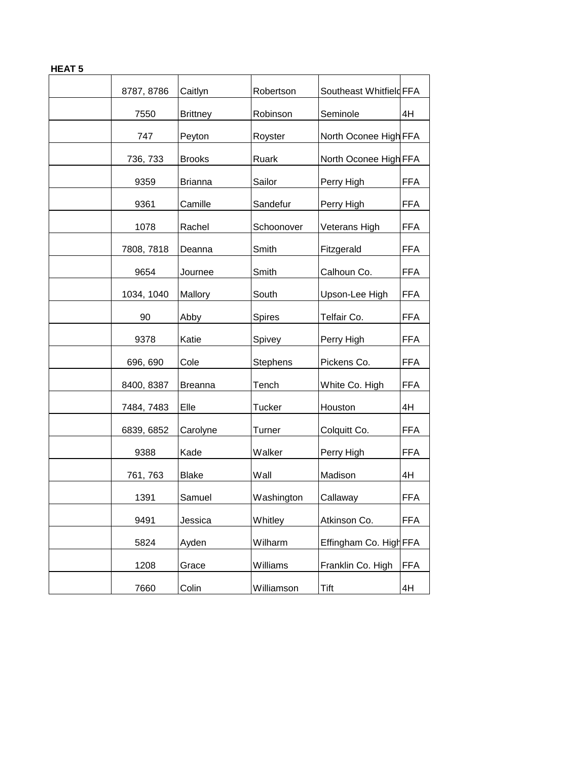**HEAT 5**

| | | | | | |
|---|---|---|---|---|---|
| | 8787, 8786 | Caitlyn | Robertson | Southeast Whitfield | FFA |
| | 7550 | Brittney | Robinson | Seminole | 4H |
| | 747 | Peyton | Royster | North Oconee High | FFA |
| | 736, 733 | Brooks | Ruark | North Oconee High | FFA |
| | 9359 | Brianna | Sailor | Perry High | FFA |
| | 9361 | Camille | Sandefur | Perry High | FFA |
| | 1078 | Rachel | Schoonover | Veterans High | FFA |
| | 7808, 7818 | Deanna | Smith | Fitzgerald | FFA |
| | 9654 | Journee | Smith | Calhoun Co. | FFA |
| | 1034, 1040 | Mallory | South | Upson-Lee High | FFA |
| | 90 | Abby | Spires | Telfair Co. | FFA |
| | 9378 | Katie | Spivey | Perry High | FFA |
| | 696, 690 | Cole | Stephens | Pickens Co. | FFA |
| | 8400, 8387 | Breanna | Tench | White Co. High | FFA |
| | 7484, 7483 | Elle | Tucker | Houston | 4H |
| | 6839, 6852 | Carolyne | Turner | Colquitt Co. | FFA |
| | 9388 | Kade | Walker | Perry High | FFA |
| | 761, 763 | Blake | Wall | Madison | 4H |
| | 1391 | Samuel | Washington | Callaway | FFA |
| | 9491 | Jessica | Whitley | Atkinson Co. | FFA |
| | 5824 | Ayden | Wilharm | Effingham Co. High | FFA |
| | 1208 | Grace | Williams | Franklin Co. High | FFA |
| | 7660 | Colin | Williamson | Tift | 4H |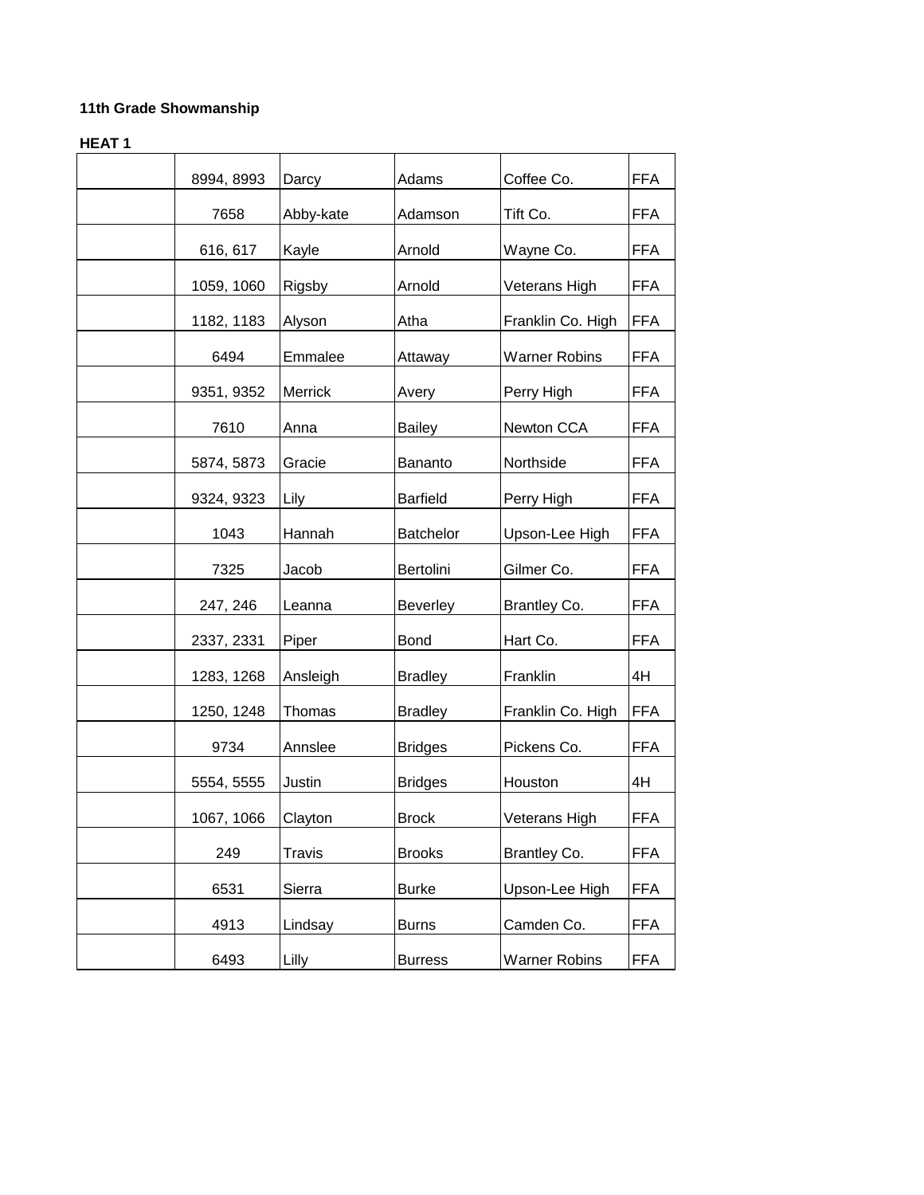**11th Grade Showmanship**

**HEAT 1**

| | | | | | |
|---|---|---|---|---|---|
| | 8994, 8993 | Darcy | Adams | Coffee Co. | FFA |
| | 7658 | Abby-kate | Adamson | Tift Co. | FFA |
| | 616, 617 | Kayle | Arnold | Wayne Co. | FFA |
| | 1059, 1060 | Rigsby | Arnold | Veterans High | FFA |
| | 1182, 1183 | Alyson | Atha | Franklin Co. High | FFA |
| | 6494 | Emmalee | Attaway | Warner Robins | FFA |
| | 9351, 9352 | Merrick | Avery | Perry High | FFA |
| | 7610 | Anna | Bailey | Newton CCA | FFA |
| | 5874, 5873 | Gracie | Bananto | Northside | FFA |
| | 9324, 9323 | Lily | Barfield | Perry High | FFA |
| | 1043 | Hannah | Batchelor | Upson-Lee High | FFA |
| | 7325 | Jacob | Bertolini | Gilmer Co. | FFA |
| | 247, 246 | Leanna | Beverley | Brantley Co. | FFA |
| | 2337, 2331 | Piper | Bond | Hart Co. | FFA |
| | 1283, 1268 | Ansleigh | Bradley | Franklin | 4H |
| | 1250, 1248 | Thomas | Bradley | Franklin Co. High | FFA |
| | 9734 | Annslee | Bridges | Pickens Co. | FFA |
| | 5554, 5555 | Justin | Bridges | Houston | 4H |
| | 1067, 1066 | Clayton | Brock | Veterans High | FFA |
| | 249 | Travis | Brooks | Brantley Co. | FFA |
| | 6531 | Sierra | Burke | Upson-Lee High | FFA |
| | 4913 | Lindsay | Burns | Camden Co. | FFA |
| | 6493 | Lilly | Burress | Warner Robins | FFA |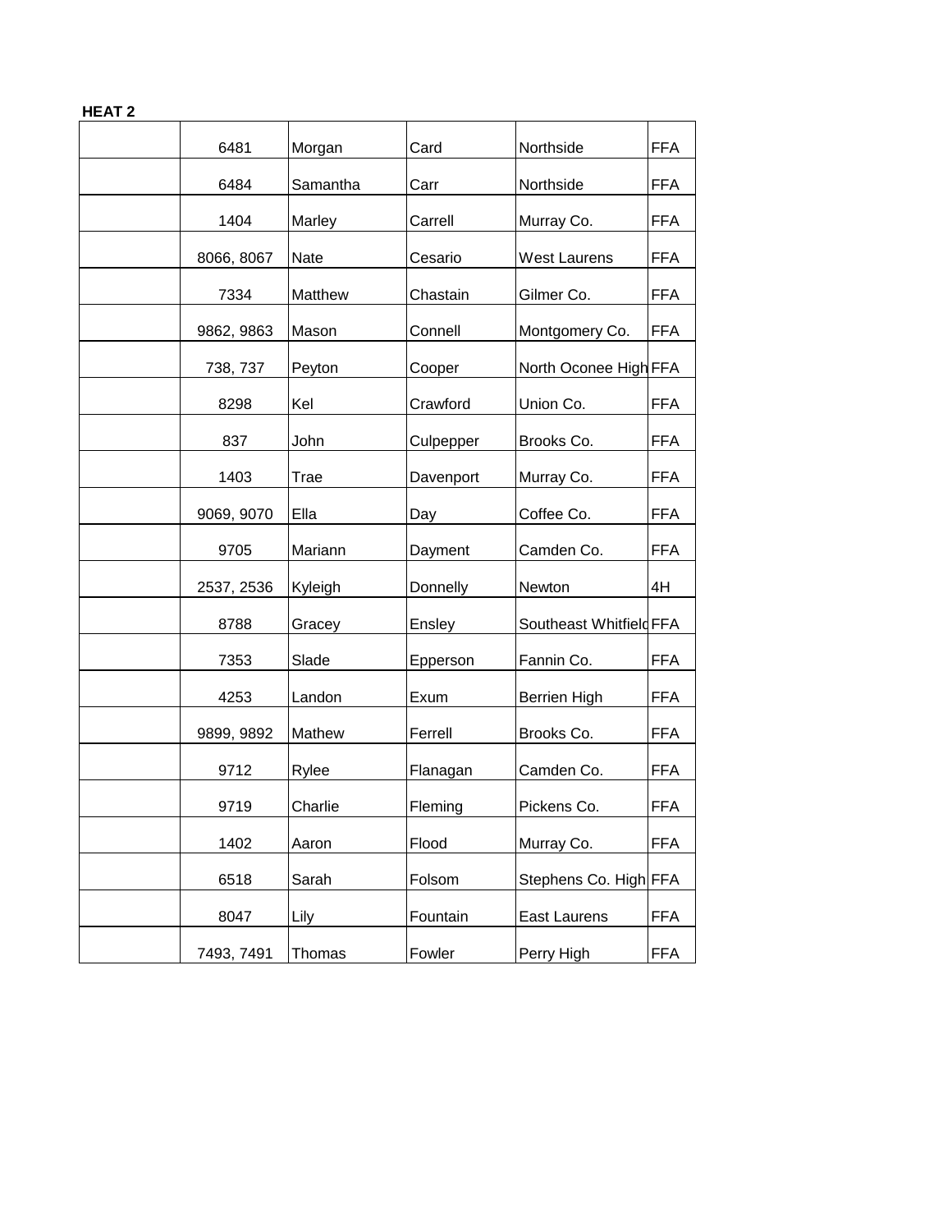**HEAT 2**

| | | | | | |
|---|---|---|---|---|---|
| | 6481 | Morgan | Card | Northside | FFA |
| | 6484 | Samantha | Carr | Northside | FFA |
| | 1404 | Marley | Carrell | Murray Co. | FFA |
| | 8066, 8067 | Nate | Cesario | West Laurens | FFA |
| | 7334 | Matthew | Chastain | Gilmer Co. | FFA |
| | 9862, 9863 | Mason | Connell | Montgomery Co. | FFA |
| | 738, 737 | Peyton | Cooper | North Oconee High | FFA |
| | 8298 | Kel | Crawford | Union Co. | FFA |
| | 837 | John | Culpepper | Brooks Co. | FFA |
| | 1403 | Trae | Davenport | Murray Co. | FFA |
| | 9069, 9070 | Ella | Day | Coffee Co. | FFA |
| | 9705 | Mariann | Dayment | Camden Co. | FFA |
| | 2537, 2536 | Kyleigh | Donnelly | Newton | 4H |
| | 8788 | Gracey | Ensley | Southeast Whitfield | FFA |
| | 7353 | Slade | Epperson | Fannin Co. | FFA |
| | 4253 | Landon | Exum | Berrien High | FFA |
| | 9899, 9892 | Mathew | Ferrell | Brooks Co. | FFA |
| | 9712 | Rylee | Flanagan | Camden Co. | FFA |
| | 9719 | Charlie | Fleming | Pickens Co. | FFA |
| | 1402 | Aaron | Flood | Murray Co. | FFA |
| | 6518 | Sarah | Folsom | Stephens Co. High | FFA |
| | 8047 | Lily | Fountain | East Laurens | FFA |
| | 7493, 7491 | Thomas | Fowler | Perry High | FFA |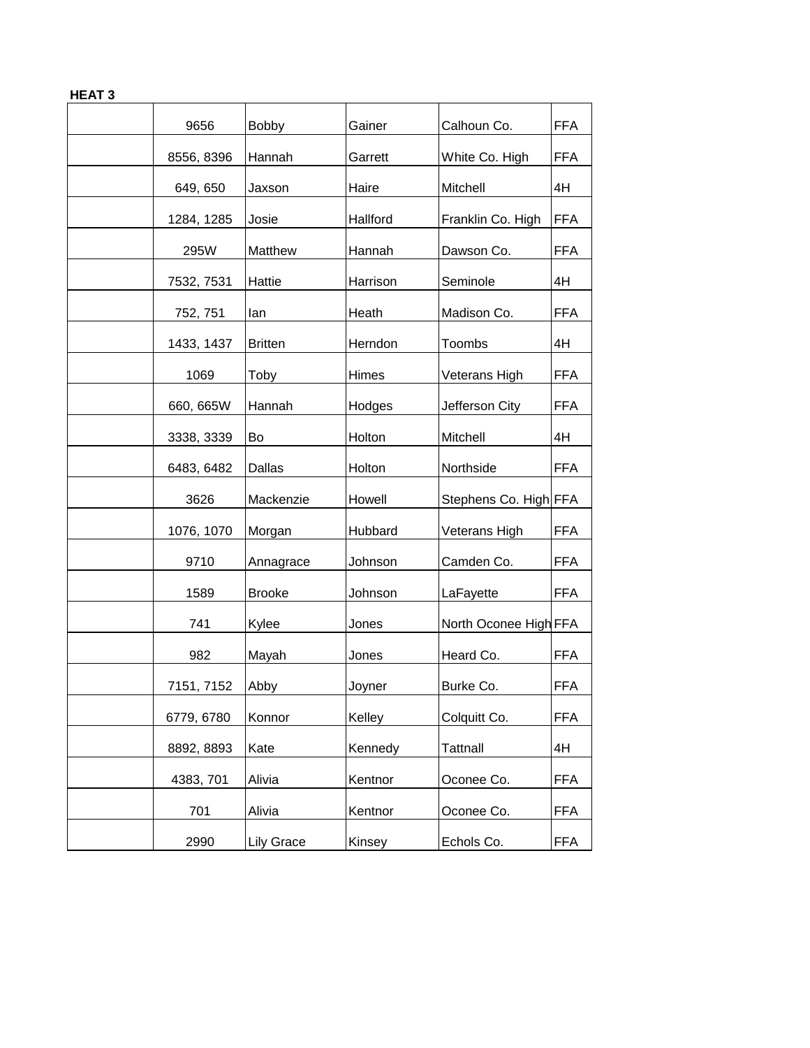**HEAT 3**

| | | | | | |
|---|---|---|---|---|---|
| | 9656 | Bobby | Gainer | Calhoun Co. | FFA |
| | 8556, 8396 | Hannah | Garrett | White Co. High | FFA |
| | 649, 650 | Jaxson | Haire | Mitchell | 4H |
| | 1284, 1285 | Josie | Hallford | Franklin Co. High | FFA |
| | 295W | Matthew | Hannah | Dawson Co. | FFA |
| | 7532, 7531 | Hattie | Harrison | Seminole | 4H |
| | 752, 751 | Ian | Heath | Madison Co. | FFA |
| | 1433, 1437 | Britten | Herndon | Toombs | 4H |
| | 1069 | Toby | Himes | Veterans High | FFA |
| | 660, 665W | Hannah | Hodges | Jefferson City | FFA |
| | 3338, 3339 | Bo | Holton | Mitchell | 4H |
| | 6483, 6482 | Dallas | Holton | Northside | FFA |
| | 3626 | Mackenzie | Howell | Stephens Co. High | FFA |
| | 1076, 1070 | Morgan | Hubbard | Veterans High | FFA |
| | 9710 | Annagrace | Johnson | Camden Co. | FFA |
| | 1589 | Brooke | Johnson | LaFayette | FFA |
| | 741 | Kylee | Jones | North Oconee High | FFA |
| | 982 | Mayah | Jones | Heard Co. | FFA |
| | 7151, 7152 | Abby | Joyner | Burke Co. | FFA |
| | 6779, 6780 | Konnor | Kelley | Colquitt Co. | FFA |
| | 8892, 8893 | Kate | Kennedy | Tattnall | 4H |
| | 4383, 701 | Alivia | Kentnor | Oconee Co. | FFA |
| | 701 | Alivia | Kentnor | Oconee Co. | FFA |
| | 2990 | Lily Grace | Kinsey | Echols Co. | FFA |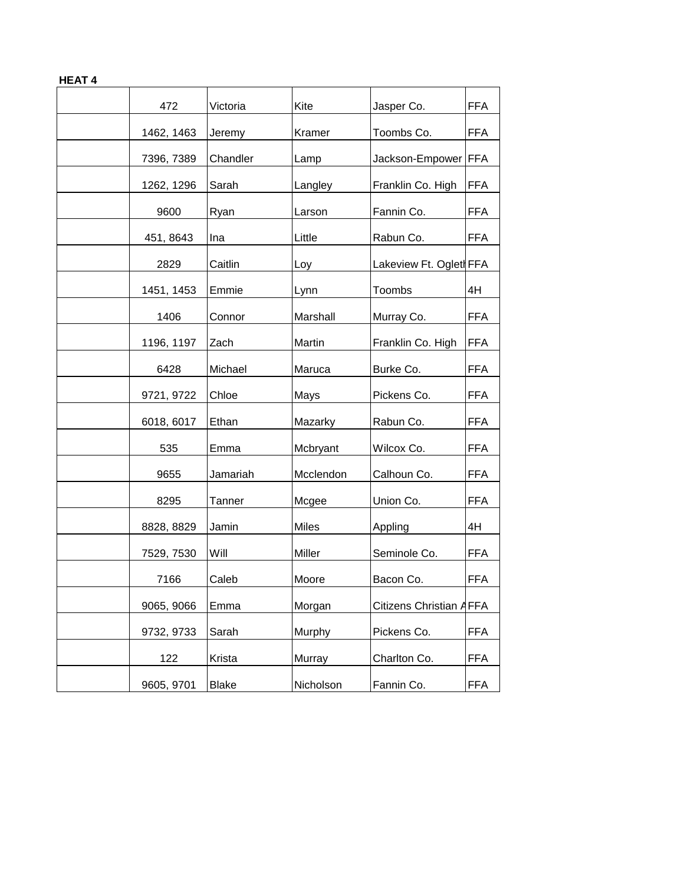**HEAT 4**

| | | | | | |
|---|---|---|---|---|---|
| | 472 | Victoria | Kite | Jasper Co. | FFA |
| | 1462, 1463 | Jeremy | Kramer | Toombs Co. | FFA |
| | 7396, 7389 | Chandler | Lamp | Jackson-Empower | FFA |
| | 1262, 1296 | Sarah | Langley | Franklin Co. High | FFA |
| | 9600 | Ryan | Larson | Fannin Co. | FFA |
| | 451, 8643 | Ina | Little | Rabun Co. | FFA |
| | 2829 | Caitlin | Loy | Lakeview Ft. Ogletl | FFA |
| | 1451, 1453 | Emmie | Lynn | Toombs | 4H |
| | 1406 | Connor | Marshall | Murray Co. | FFA |
| | 1196, 1197 | Zach | Martin | Franklin Co. High | FFA |
| | 6428 | Michael | Maruca | Burke Co. | FFA |
| | 9721, 9722 | Chloe | Mays | Pickens Co. | FFA |
| | 6018, 6017 | Ethan | Mazarky | Rabun Co. | FFA |
| | 535 | Emma | Mcbryant | Wilcox Co. | FFA |
| | 9655 | Jamariah | Mcclendon | Calhoun Co. | FFA |
| | 8295 | Tanner | Mcgee | Union Co. | FFA |
| | 8828, 8829 | Jamin | Miles | Appling | 4H |
| | 7529, 7530 | Will | Miller | Seminole Co. | FFA |
| | 7166 | Caleb | Moore | Bacon Co. | FFA |
| | 9065, 9066 | Emma | Morgan | Citizens Christian A | FFA |
| | 9732, 9733 | Sarah | Murphy | Pickens Co. | FFA |
| | 122 | Krista | Murray | Charlton Co. | FFA |
| | 9605, 9701 | Blake | Nicholson | Fannin Co. | FFA |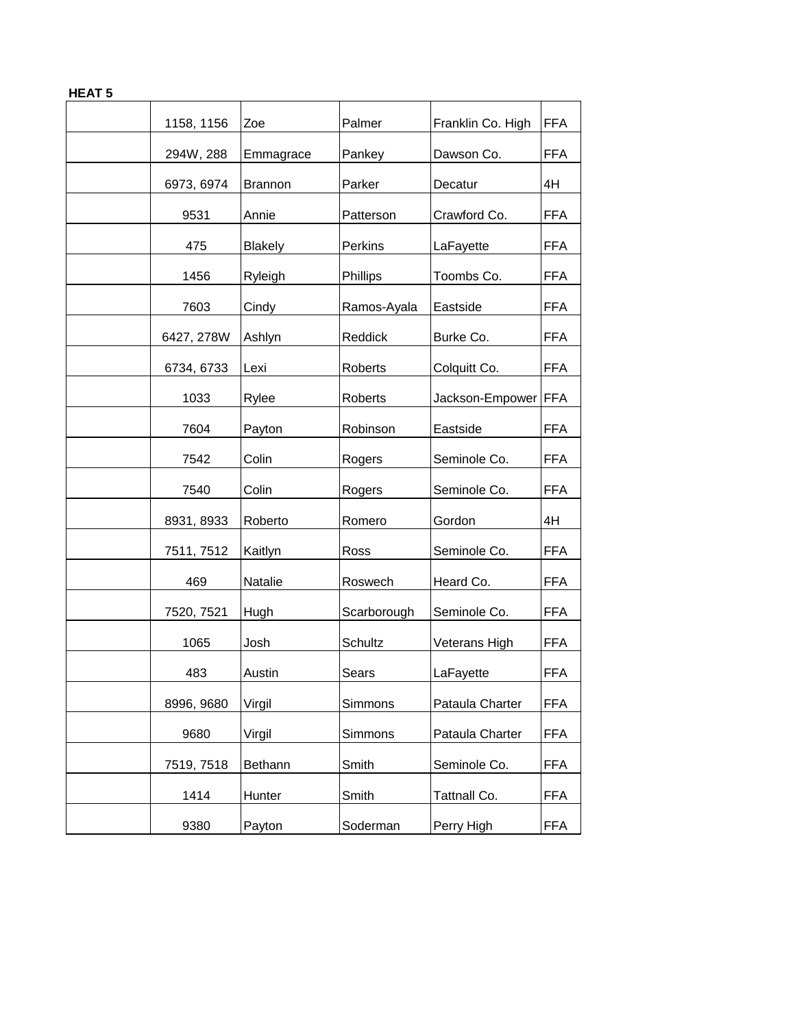**HEAT 5**

| | | | | | |
|---|---|---|---|---|---|
| | 1158, 1156 | Zoe | Palmer | Franklin Co. High | FFA |
| | 294W, 288 | Emmagrace | Pankey | Dawson Co. | FFA |
| | 6973, 6974 | Brannon | Parker | Decatur | 4H |
| | 9531 | Annie | Patterson | Crawford Co. | FFA |
| | 475 | Blakely | Perkins | LaFayette | FFA |
| | 1456 | Ryleigh | Phillips | Toombs Co. | FFA |
| | 7603 | Cindy | Ramos-Ayala | Eastside | FFA |
| | 6427, 278W | Ashlyn | Reddick | Burke Co. | FFA |
| | 6734, 6733 | Lexi | Roberts | Colquitt Co. | FFA |
| | 1033 | Rylee | Roberts | Jackson-Empower | FFA |
| | 7604 | Payton | Robinson | Eastside | FFA |
| | 7542 | Colin | Rogers | Seminole Co. | FFA |
| | 7540 | Colin | Rogers | Seminole Co. | FFA |
| | 8931, 8933 | Roberto | Romero | Gordon | 4H |
| | 7511, 7512 | Kaitlyn | Ross | Seminole Co. | FFA |
| | 469 | Natalie | Roswech | Heard Co. | FFA |
| | 7520, 7521 | Hugh | Scarborough | Seminole Co. | FFA |
| | 1065 | Josh | Schultz | Veterans High | FFA |
| | 483 | Austin | Sears | LaFayette | FFA |
| | 8996, 9680 | Virgil | Simmons | Pataula Charter | FFA |
| | 9680 | Virgil | Simmons | Pataula Charter | FFA |
| | 7519, 7518 | Bethann | Smith | Seminole Co. | FFA |
| | 1414 | Hunter | Smith | Tattnall Co. | FFA |
| | 9380 | Payton | Soderman | Perry High | FFA |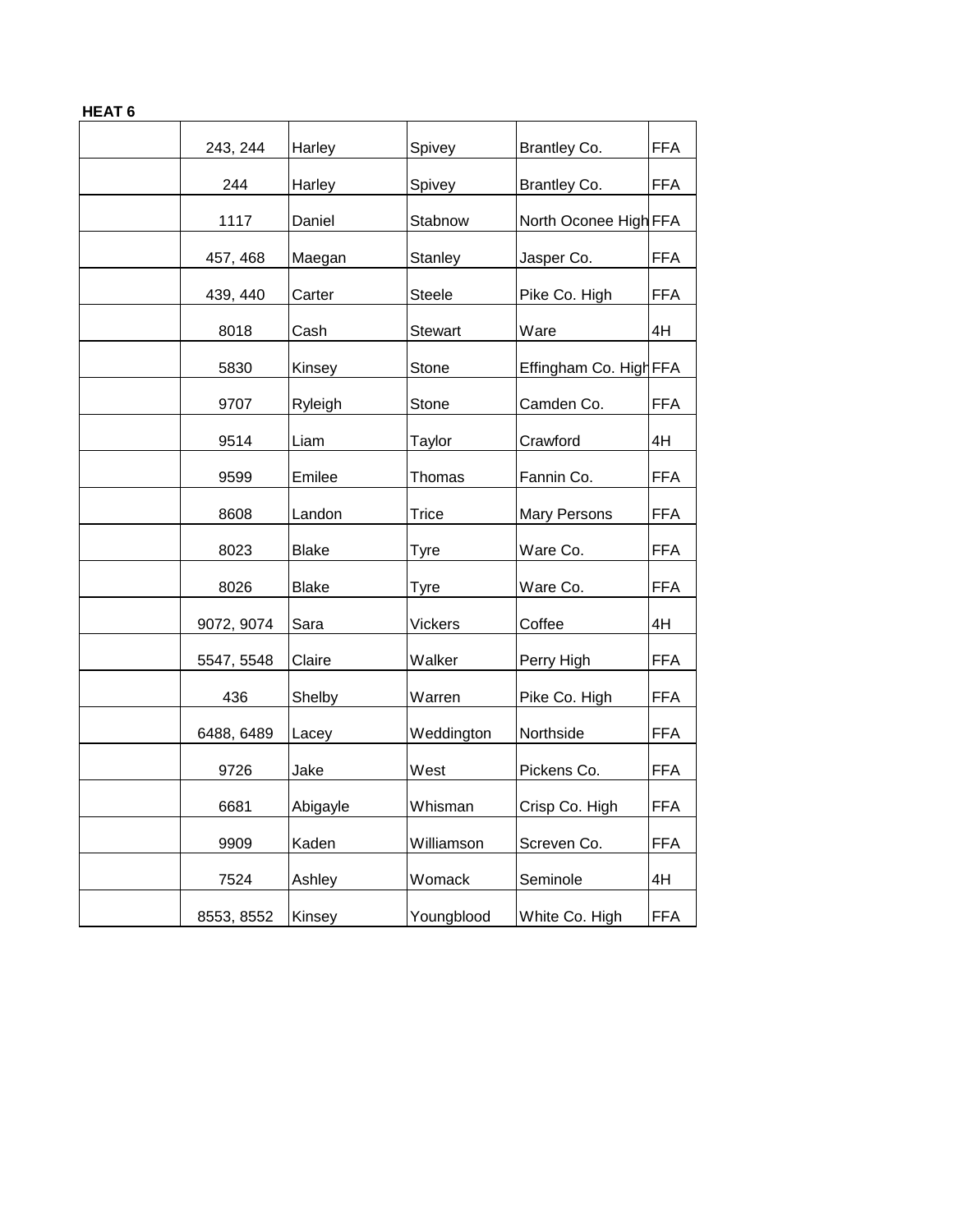**HEAT 6**

| | | | | | |
|---|---|---|---|---|---|
| | 243, 244 | Harley | Spivey | Brantley Co. | FFA |
| | 244 | Harley | Spivey | Brantley Co. | FFA |
| | 1117 | Daniel | Stabnow | North Oconee High | FFA |
| | 457, 468 | Maegan | Stanley | Jasper Co. | FFA |
| | 439, 440 | Carter | Steele | Pike Co. High | FFA |
| | 8018 | Cash | Stewart | Ware | 4H |
| | 5830 | Kinsey | Stone | Effingham Co. High | FFA |
| | 9707 | Ryleigh | Stone | Camden Co. | FFA |
| | 9514 | Liam | Taylor | Crawford | 4H |
| | 9599 | Emilee | Thomas | Fannin Co. | FFA |
| | 8608 | Landon | Trice | Mary Persons | FFA |
| | 8023 | Blake | Tyre | Ware Co. | FFA |
| | 8026 | Blake | Tyre | Ware Co. | FFA |
| | 9072, 9074 | Sara | Vickers | Coffee | 4H |
| | 5547, 5548 | Claire | Walker | Perry High | FFA |
| | 436 | Shelby | Warren | Pike Co. High | FFA |
| | 6488, 6489 | Lacey | Weddington | Northside | FFA |
| | 9726 | Jake | West | Pickens Co. | FFA |
| | 6681 | Abigayle | Whisman | Crisp Co. High | FFA |
| | 9909 | Kaden | Williamson | Screven Co. | FFA |
| | 7524 | Ashley | Womack | Seminole | 4H |
| | 8553, 8552 | Kinsey | Youngblood | White Co. High | FFA |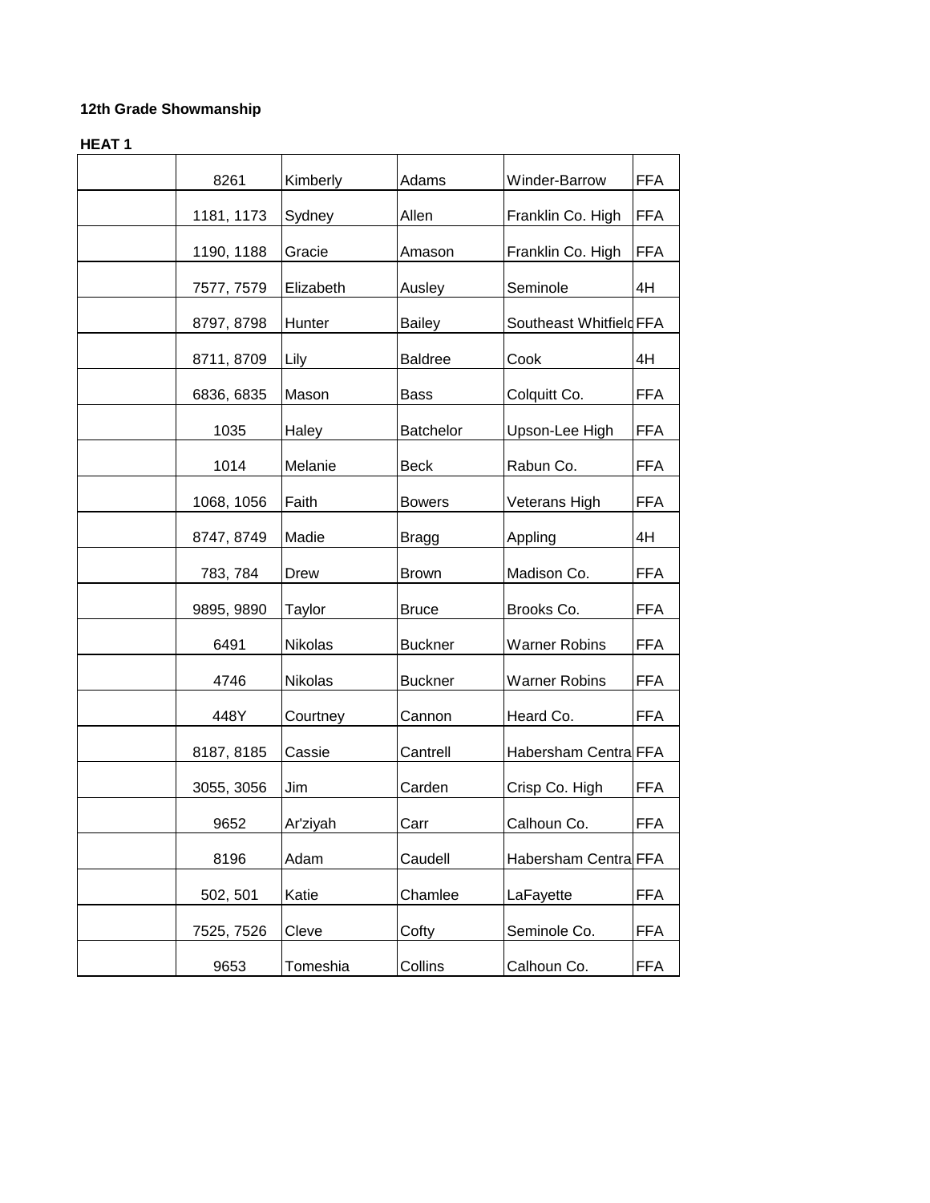**12th Grade Showmanship**

**HEAT 1**

| | | | | | |
|---|---|---|---|---|---|
| | 8261 | Kimberly | Adams | Winder-Barrow | FFA |
| | 1181, 1173 | Sydney | Allen | Franklin Co. High | FFA |
| | 1190, 1188 | Gracie | Amason | Franklin Co. High | FFA |
| | 7577, 7579 | Elizabeth | Ausley | Seminole | 4H |
| | 8797, 8798 | Hunter | Bailey | Southeast Whitfield | FFA |
| | 8711, 8709 | Lily | Baldree | Cook | 4H |
| | 6836, 6835 | Mason | Bass | Colquitt Co. | FFA |
| | 1035 | Haley | Batchelor | Upson-Lee High | FFA |
| | 1014 | Melanie | Beck | Rabun Co. | FFA |
| | 1068, 1056 | Faith | Bowers | Veterans High | FFA |
| | 8747, 8749 | Madie | Bragg | Appling | 4H |
| | 783, 784 | Drew | Brown | Madison Co. | FFA |
| | 9895, 9890 | Taylor | Bruce | Brooks Co. | FFA |
| | 6491 | Nikolas | Buckner | Warner Robins | FFA |
| | 4746 | Nikolas | Buckner | Warner Robins | FFA |
| | 448Y | Courtney | Cannon | Heard Co. | FFA |
| | 8187, 8185 | Cassie | Cantrell | Habersham Central | FFA |
| | 3055, 3056 | Jim | Carden | Crisp Co. High | FFA |
| | 9652 | Ar'ziyah | Carr | Calhoun Co. | FFA |
| | 8196 | Adam | Caudell | Habersham Central | FFA |
| | 502, 501 | Katie | Chamlee | LaFayette | FFA |
| | 7525, 7526 | Cleve | Cofty | Seminole Co. | FFA |
| | 9653 | Tomeshia | Collins | Calhoun Co. | FFA |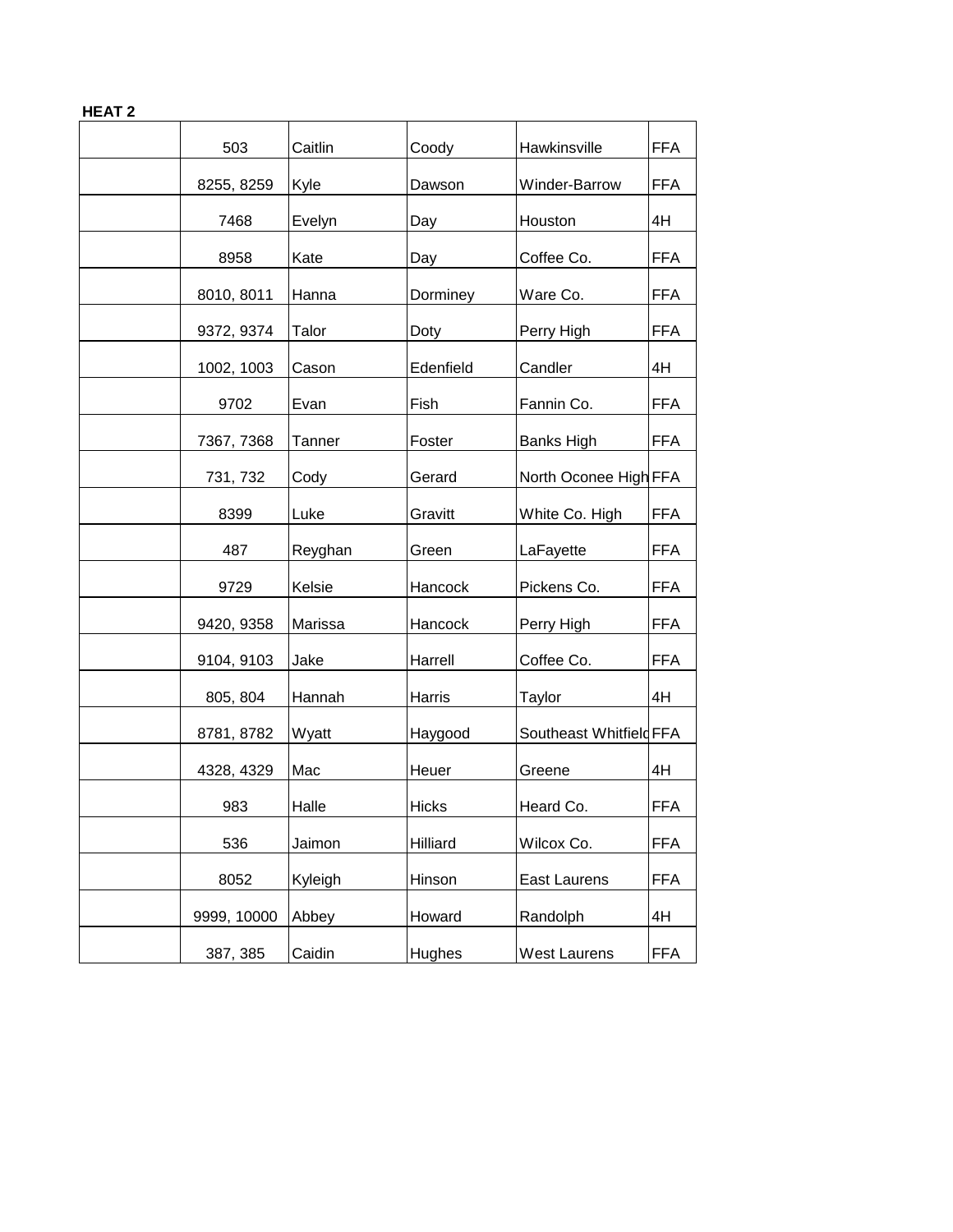**HEAT 2**

| | | | | | |
|---|---|---|---|---|---|
| | 503 | Caitlin | Coody | Hawkinsville | FFA |
| | 8255, 8259 | Kyle | Dawson | Winder-Barrow | FFA |
| | 7468 | Evelyn | Day | Houston | 4H |
| | 8958 | Kate | Day | Coffee Co. | FFA |
| | 8010, 8011 | Hanna | Dorminey | Ware Co. | FFA |
| | 9372, 9374 | Talor | Doty | Perry High | FFA |
| | 1002, 1003 | Cason | Edenfield | Candler | 4H |
| | 9702 | Evan | Fish | Fannin Co. | FFA |
| | 7367, 7368 | Tanner | Foster | Banks High | FFA |
| | 731, 732 | Cody | Gerard | North Oconee High | FFA |
| | 8399 | Luke | Gravitt | White Co. High | FFA |
| | 487 | Reyghan | Green | LaFayette | FFA |
| | 9729 | Kelsie | Hancock | Pickens Co. | FFA |
| | 9420, 9358 | Marissa | Hancock | Perry High | FFA |
| | 9104, 9103 | Jake | Harrell | Coffee Co. | FFA |
| | 805, 804 | Hannah | Harris | Taylor | 4H |
| | 8781, 8782 | Wyatt | Haygood | Southeast Whitfield | FFA |
| | 4328, 4329 | Mac | Heuer | Greene | 4H |
| | 983 | Halle | Hicks | Heard Co. | FFA |
| | 536 | Jaimon | Hilliard | Wilcox Co. | FFA |
| | 8052 | Kyleigh | Hinson | East Laurens | FFA |
| | 9999, 10000 | Abbey | Howard | Randolph | 4H |
| | 387, 385 | Caidin | Hughes | West Laurens | FFA |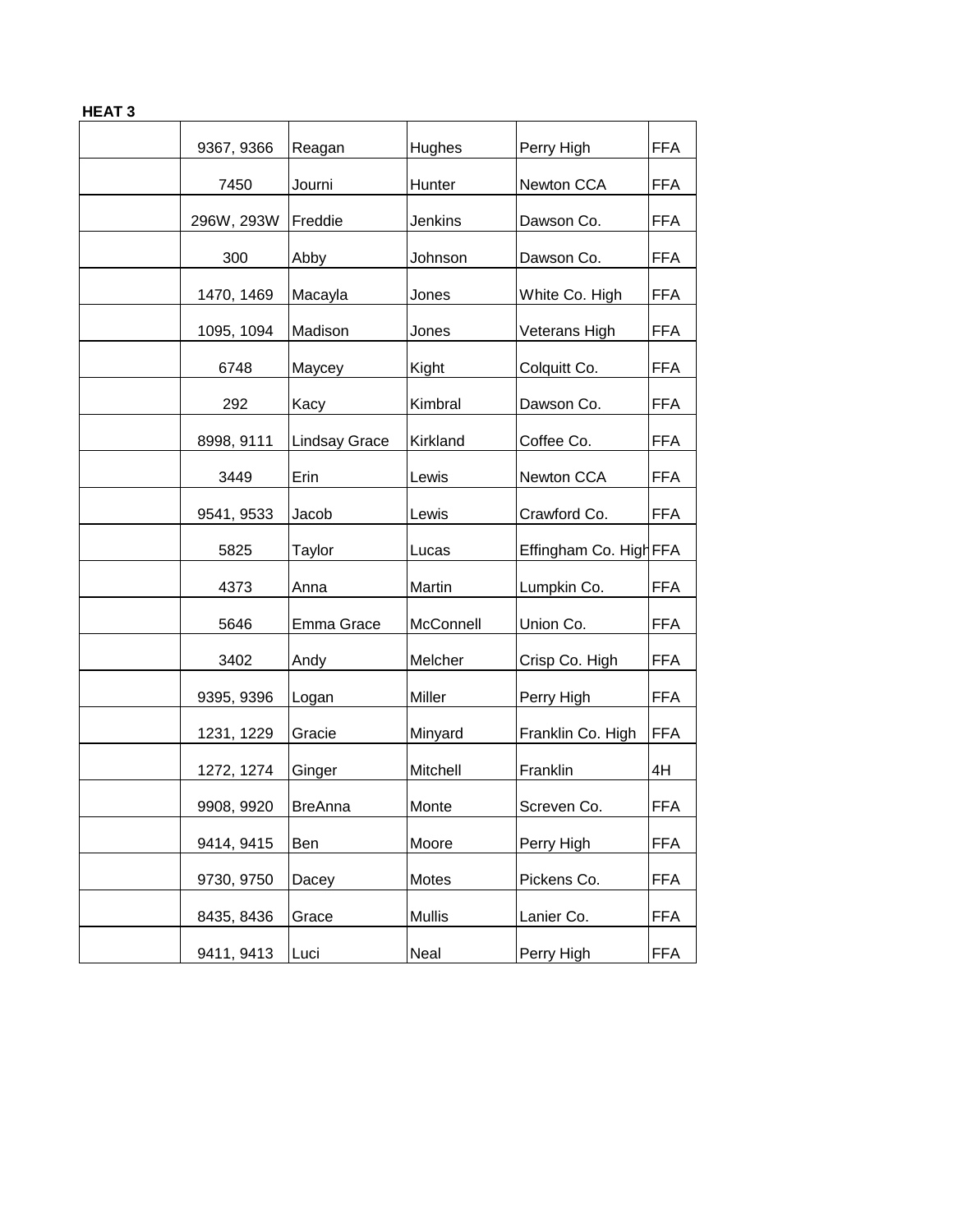**HEAT 3**

| | | | | | |
|---|---|---|---|---|---|
| | 9367, 9366 | Reagan | Hughes | Perry High | FFA |
| | 7450 | Journi | Hunter | Newton CCA | FFA |
| | 296W, 293W | Freddie | Jenkins | Dawson Co. | FFA |
| | 300 | Abby | Johnson | Dawson Co. | FFA |
| | 1470, 1469 | Macayla | Jones | White Co. High | FFA |
| | 1095, 1094 | Madison | Jones | Veterans High | FFA |
| | 6748 | Maycey | Kight | Colquitt Co. | FFA |
| | 292 | Kacy | Kimbral | Dawson Co. | FFA |
| | 8998, 9111 | Lindsay Grace | Kirkland | Coffee Co. | FFA |
| | 3449 | Erin | Lewis | Newton CCA | FFA |
| | 9541, 9533 | Jacob | Lewis | Crawford Co. | FFA |
| | 5825 | Taylor | Lucas | Effingham Co. High | FFA |
| | 4373 | Anna | Martin | Lumpkin Co. | FFA |
| | 5646 | Emma Grace | McConnell | Union Co. | FFA |
| | 3402 | Andy | Melcher | Crisp Co. High | FFA |
| | 9395, 9396 | Logan | Miller | Perry High | FFA |
| | 1231, 1229 | Gracie | Minyard | Franklin Co. High | FFA |
| | 1272, 1274 | Ginger | Mitchell | Franklin | 4H |
| | 9908, 9920 | BreAnna | Monte | Screven Co. | FFA |
| | 9414, 9415 | Ben | Moore | Perry High | FFA |
| | 9730, 9750 | Dacey | Motes | Pickens Co. | FFA |
| | 8435, 8436 | Grace | Mullis | Lanier Co. | FFA |
| | 9411, 9413 | Luci | Neal | Perry High | FFA |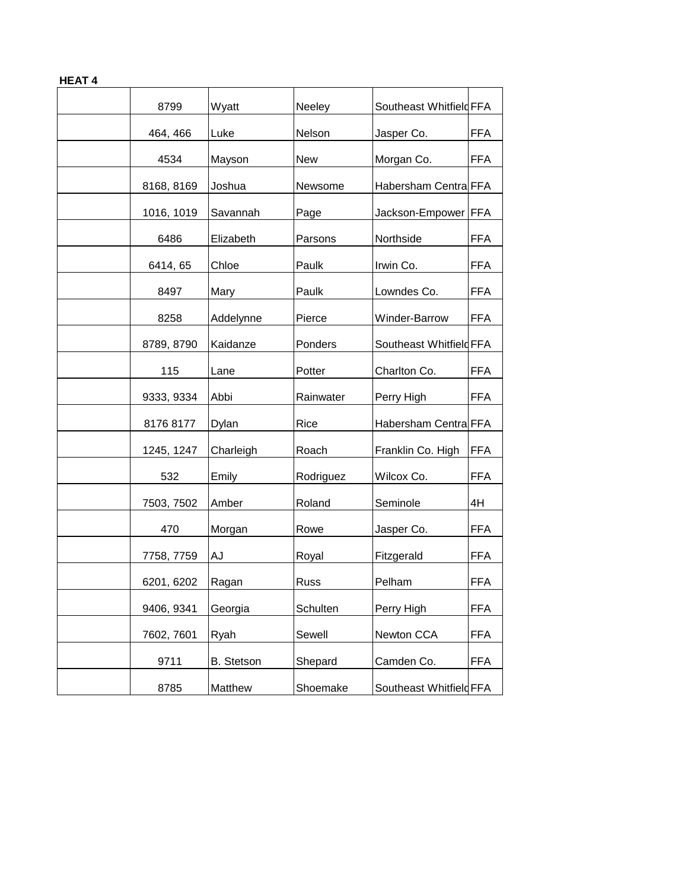**HEAT 4**

| | | | | | |
|---|---|---|---|---|---|
| | 8799 | Wyatt | Neeley | Southeast Whitfield | FFA |
| | 464, 466 | Luke | Nelson | Jasper Co. | FFA |
| | 4534 | Mayson | New | Morgan Co. | FFA |
| | 8168, 8169 | Joshua | Newsome | Habersham Central | FFA |
| | 1016, 1019 | Savannah | Page | Jackson-Empower | FFA |
| | 6486 | Elizabeth | Parsons | Northside | FFA |
| | 6414, 65 | Chloe | Paulk | Irwin Co. | FFA |
| | 8497 | Mary | Paulk | Lowndes Co. | FFA |
| | 8258 | Addelynne | Pierce | Winder-Barrow | FFA |
| | 8789, 8790 | Kaidanze | Ponders | Southeast Whitfield | FFA |
| | 115 | Lane | Potter | Charlton Co. | FFA |
| | 9333, 9334 | Abbi | Rainwater | Perry High | FFA |
| | 8176 8177 | Dylan | Rice | Habersham Central | FFA |
| | 1245, 1247 | Charleigh | Roach | Franklin Co. High | FFA |
| | 532 | Emily | Rodriguez | Wilcox Co. | FFA |
| | 7503, 7502 | Amber | Roland | Seminole | 4H |
| | 470 | Morgan | Rowe | Jasper Co. | FFA |
| | 7758, 7759 | AJ | Royal | Fitzgerald | FFA |
| | 6201, 6202 | Ragan | Russ | Pelham | FFA |
| | 9406, 9341 | Georgia | Schulten | Perry High | FFA |
| | 7602, 7601 | Ryah | Sewell | Newton CCA | FFA |
| | 9711 | B. Stetson | Shepard | Camden Co. | FFA |
| | 8785 | Matthew | Shoemake | Southeast Whitfield | FFA |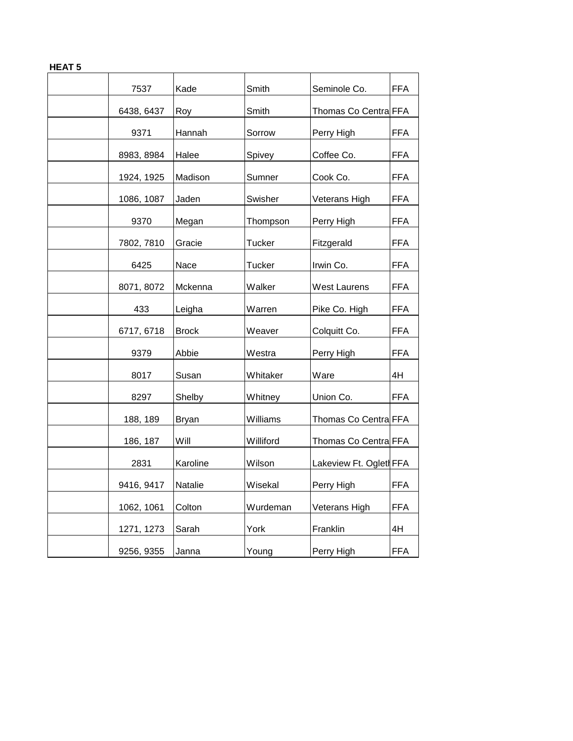**HEAT 5**

| | | | | | |
|---|---|---|---|---|---|
| | 7537 | Kade | Smith | Seminole Co. | FFA |
| | 6438, 6437 | Roy | Smith | Thomas Co Centra | FFA |
| | 9371 | Hannah | Sorrow | Perry High | FFA |
| | 8983, 8984 | Halee | Spivey | Coffee Co. | FFA |
| | 1924, 1925 | Madison | Sumner | Cook Co. | FFA |
| | 1086, 1087 | Jaden | Swisher | Veterans High | FFA |
| | 9370 | Megan | Thompson | Perry High | FFA |
| | 7802, 7810 | Gracie | Tucker | Fitzgerald | FFA |
| | 6425 | Nace | Tucker | Irwin Co. | FFA |
| | 8071, 8072 | Mckenna | Walker | West Laurens | FFA |
| | 433 | Leigha | Warren | Pike Co. High | FFA |
| | 6717, 6718 | Brock | Weaver | Colquitt Co. | FFA |
| | 9379 | Abbie | Westra | Perry High | FFA |
| | 8017 | Susan | Whitaker | Ware | 4H |
| | 8297 | Shelby | Whitney | Union Co. | FFA |
| | 188, 189 | Bryan | Williams | Thomas Co Centra | FFA |
| | 186, 187 | Will | Williford | Thomas Co Centra | FFA |
| | 2831 | Karoline | Wilson | Lakeview Ft. Ogletl | FFA |
| | 9416, 9417 | Natalie | Wisekal | Perry High | FFA |
| | 1062, 1061 | Colton | Wurdeman | Veterans High | FFA |
| | 1271, 1273 | Sarah | York | Franklin | 4H |
| | 9256, 9355 | Janna | Young | Perry High | FFA |